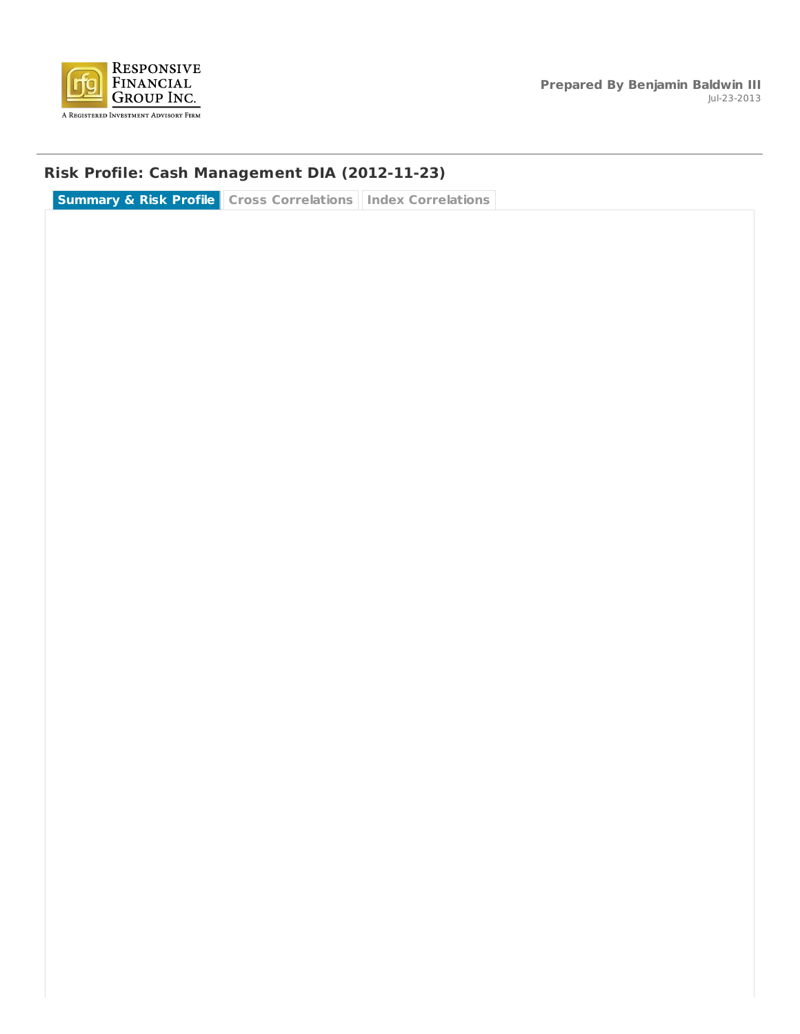RESPONSIVE FINANCIAL GROUP INC.
A REGISTERED INVESTMENT ADVISORY FIRM

**Prepared By Benjamin Baldwin III**
Jul-23-2013

## Risk Profile: Cash Management DIA (2012-11-23)

**Summary & Risk Profile** | Cross Correlations | Index Correlations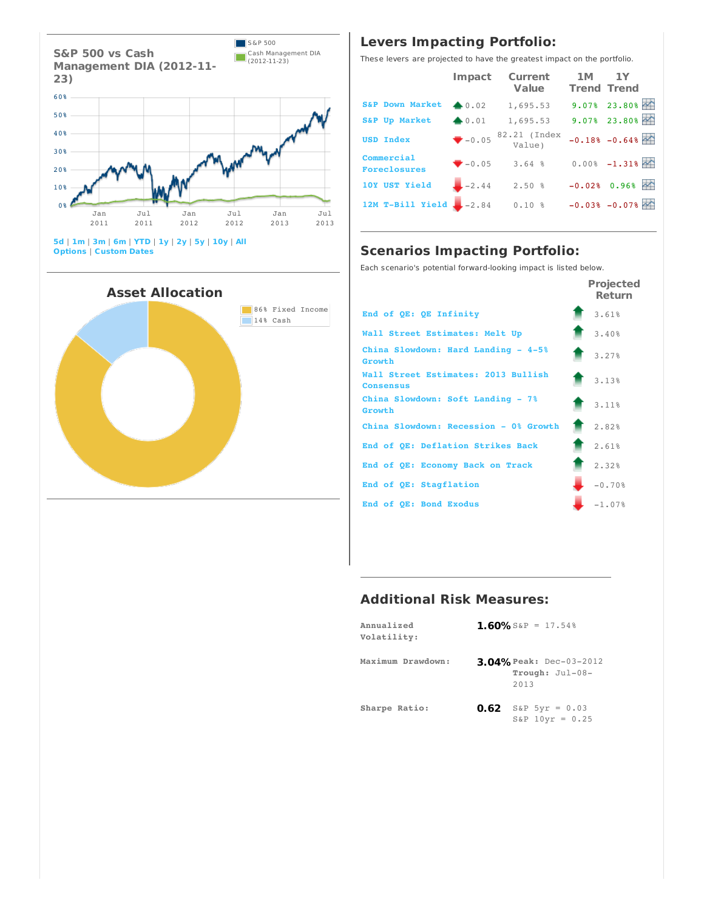## S&P 500 vs Cash Management DIA (2012-11-23)

S&P 500
Cash Management DIA (2012-11-23)

5d | 1m | 3m | 6m | YTD | 1y | 2y | 5y | 10y | All
Options | Custom Dates

## Asset Allocation

86% Fixed Income
14% Cash

## Levers Impacting Portfolio:

These levers are projected to have the greatest impact on the portfolio.

| | Impact | Current Value | 1M Trend | 1Y Trend |
|---|---|---|---|---|
| S&P Down Market | 0.02 | 1,695.53 | 9.07% | 23.80% |
| S&P Up Market | 0.01 | 1,695.53 | 9.07% | 23.80% |
| USD Index | -0.05 | 82.21 (Index Value) | -0.18% | -0.64% |
| Commercial Foreclosures | -0.05 | 3.64 % | 0.00% | -1.31% |
| 10Y UST Yield | -2.44 | 2.50 % | -0.02% | 0.96% |
| 12M T-Bill Yield | -2.84 | 0.10 % | -0.03% | -0.07% |

## Scenarios Impacting Portfolio:

Each scenario's potential forward-looking impact is listed below.

| | Projected Return |
|---|---|
| End of QE: QE Infinity | 3.61% |
| Wall Street Estimates: Melt Up | 3.40% |
| China Slowdown: Hard Landing - 4-5% Growth | 3.27% |
| Wall Street Estimates: 2013 Bullish Consensus | 3.13% |
| China Slowdown: Soft Landing - 7% Growth | 3.11% |
| China Slowdown: Recession - 0% Growth | 2.82% |
| End of QE: Deflation Strikes Back | 2.61% |
| End of QE: Economy Back on Track | 2.32% |
| End of QE: Stagflation | -0.70% |
| End of QE: Bond Exodus | -1.07% |

## Additional Risk Measures:

| | | |
|---|---|---|
| Annualized Volatility: | **1.60%** | S&P = 17.54% |
| Maximum Drawdown: | **3.04%** | **Peak:** Dec-03-2012 **Trough:** Jul-08-2013 |
| Sharpe Ratio: | **0.62** | S&P 5yr = 0.03 S&P 10yr = 0.25 |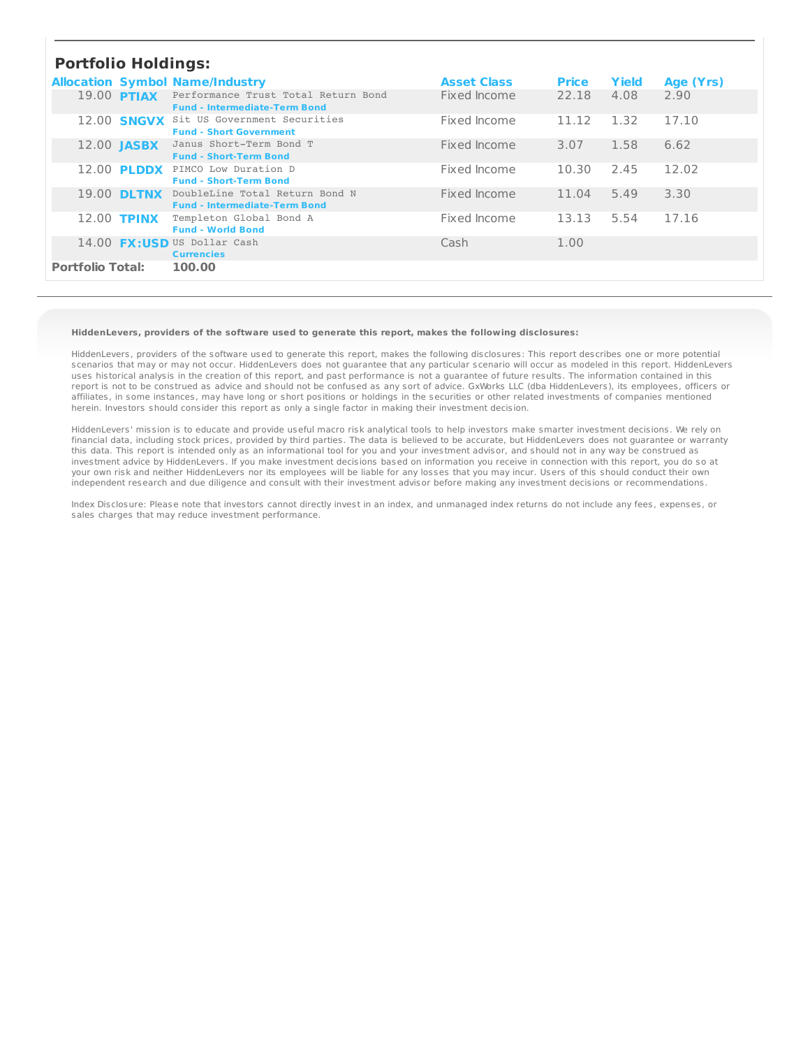## Portfolio Holdings:

| Allocation | Symbol | Name/Industry | Asset Class | Price | Yield | Age (Yrs) |
|---|---|---|---|---|---|---|
| 19.00 | PTIAX | Performance Trust Total Return Bond<br>**Fund - Intermediate-Term Bond** | Fixed Income | 22.18 | 4.08 | 2.90 |
| 12.00 | SNGVX | Sit US Government Securities<br>**Fund - Short Government** | Fixed Income | 11.12 | 1.32 | 17.10 |
| 12.00 | JASBX | Janus Short-Term Bond T<br>**Fund - Short-Term Bond** | Fixed Income | 3.07 | 1.58 | 6.62 |
| 12.00 | PLDDX | PIMCO Low Duration D<br>**Fund - Short-Term Bond** | Fixed Income | 10.30 | 2.45 | 12.02 |
| 19.00 | DLTNX | DoubleLine Total Return Bond N<br>**Fund - Intermediate-Term Bond** | Fixed Income | 11.04 | 5.49 | 3.30 |
| 12.00 | TPINX | Templeton Global Bond A<br>**Fund - World Bond** | Fixed Income | 13.13 | 5.54 | 17.16 |
| 14.00 | FX:USD | US Dollar Cash<br>**Currencies** | Cash | 1.00 | | |
| **Portfolio Total:** | | **100.00** | | | | |

**HiddenLevers, providers of the software used to generate this report, makes the following disclosures:**

HiddenLevers, providers of the software used to generate this report, makes the following disclosures: This report describes one or more potential scenarios that may or may not occur. HiddenLevers does not guarantee that any particular scenario will occur as modeled in this report. HiddenLevers uses historical analysis in the creation of this report, and past performance is not a guarantee of future results. The information contained in this report is not to be construed as advice and should not be confused as any sort of advice. GxWorks LLC (dba HiddenLevers), its employees, officers or affiliates, in some instances, may have long or short positions or holdings in the securities or other related investments of companies mentioned herein. Investors should consider this report as only a single factor in making their investment decision.

HiddenLevers' mission is to educate and provide useful macro risk analytical tools to help investors make smarter investment decisions. We rely on financial data, including stock prices, provided by third parties. The data is believed to be accurate, but HiddenLevers does not guarantee or warranty this data. This report is intended only as an informational tool for you and your investment advisor, and should not in any way be construed as investment advice by HiddenLevers. If you make investment decisions based on information you receive in connection with this report, you do so at your own risk and neither HiddenLevers nor its employees will be liable for any losses that you may incur. Users of this should conduct their own independent research and due diligence and consult with their investment advisor before making any investment decisions or recommendations.

Index Disclosure: Please note that investors cannot directly invest in an index, and unmanaged index returns do not include any fees, expenses, or sales charges that may reduce investment performance.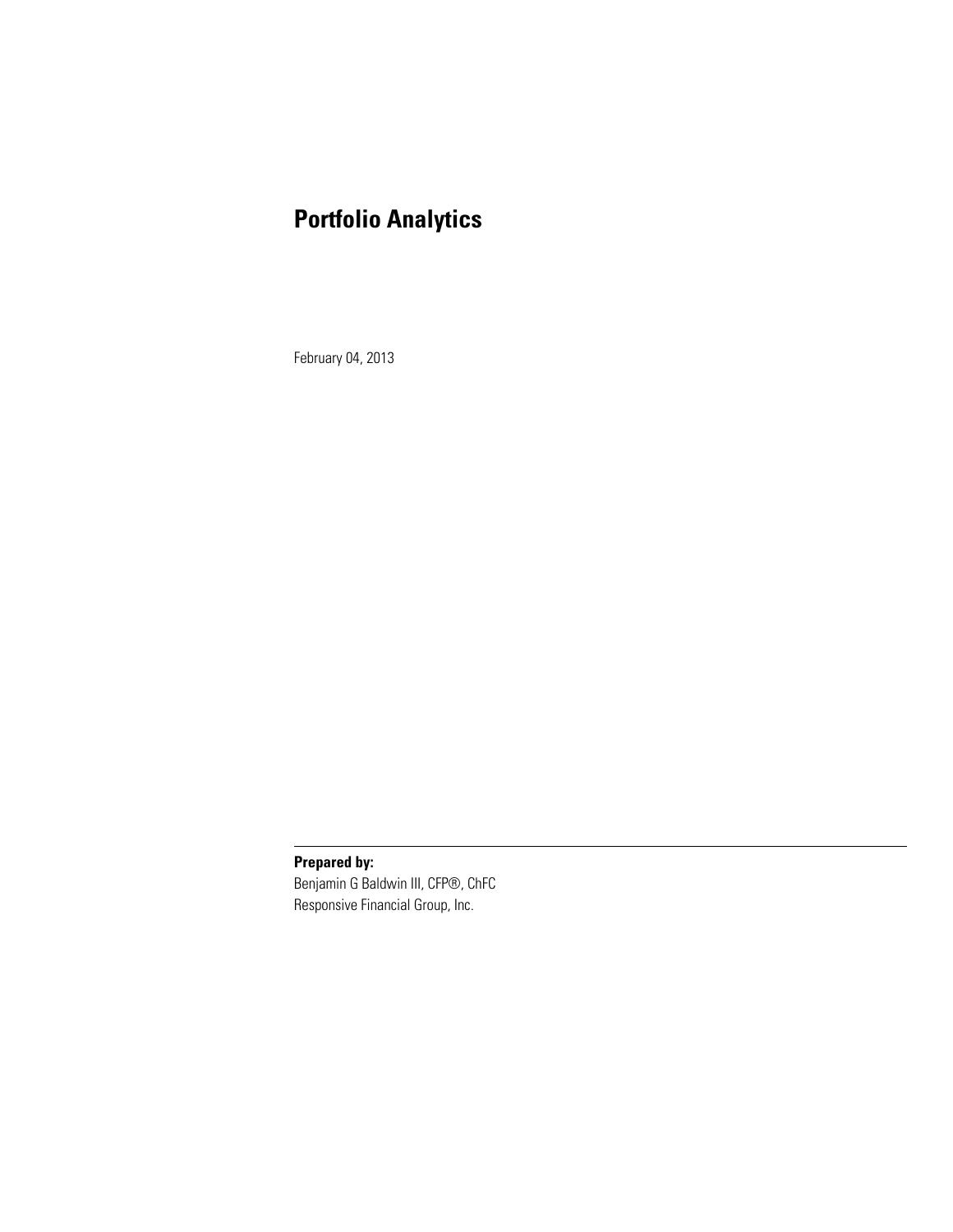# Portfolio Analytics

February 04, 2013

**Prepared by:**

Benjamin G Baldwin III, CFP®, ChFC
Responsive Financial Group, Inc.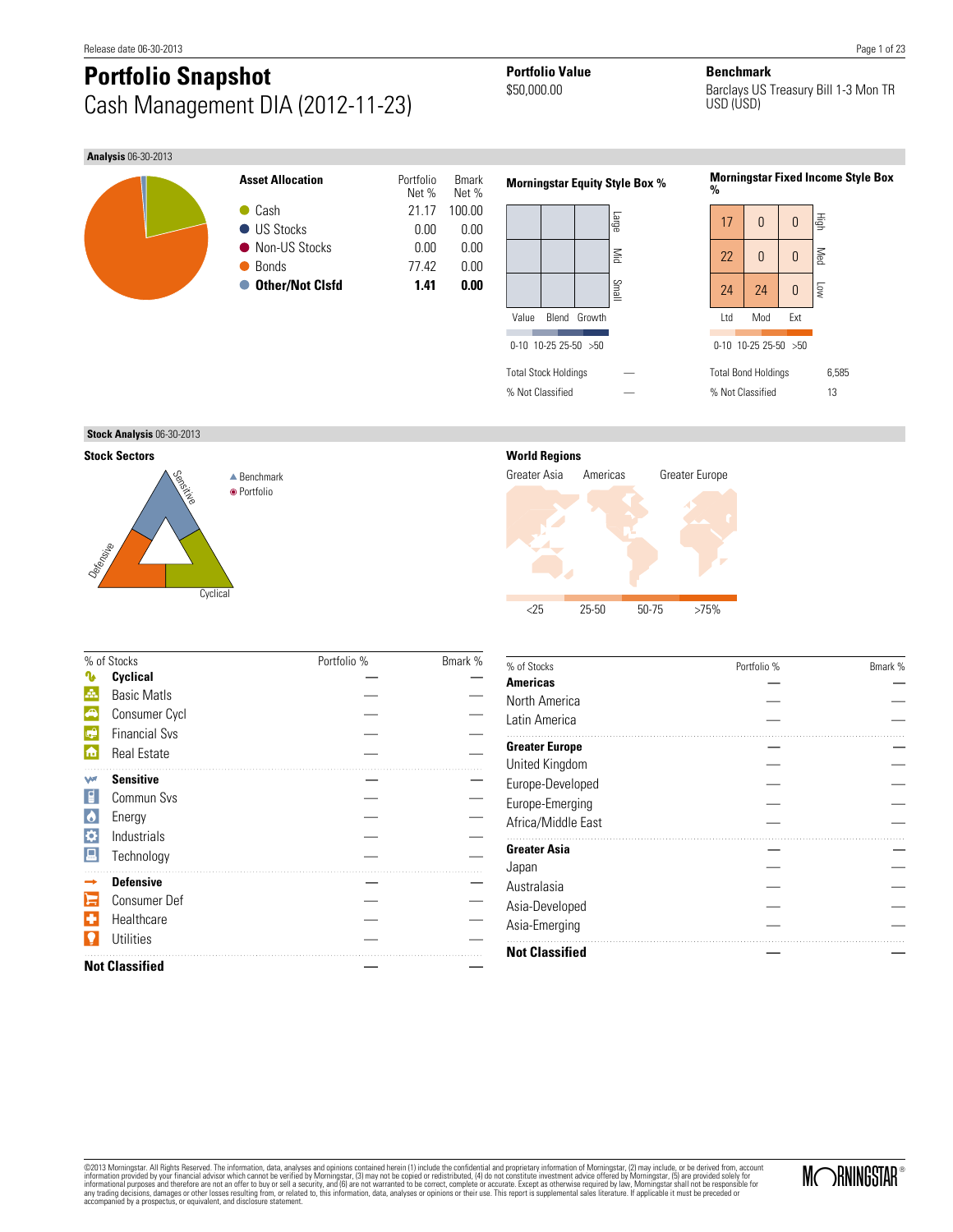Release date 06-30-2013

# Portfolio Snapshot

## Cash Management DIA (2012-11-23)

**Portfolio Value**
$50,000.00

**Benchmark**
Barclays US Treasury Bill 1-3 Mon TR USD (USD)

### Analysis 06-30-2013

**Asset Allocation**

| | Portfolio Net % | Bmark Net % |
|---|---|---|
| Cash | 21.17 | 100.00 |
| US Stocks | 0.00 | 0.00 |
| Non-US Stocks | 0.00 | 0.00 |
| Bonds | 77.42 | 0.00 |
| **Other/Not Clsfd** | **1.41** | **0.00** |

**Morningstar Equity Style Box %**

| | Value | Blend | Growth |
|---|---|---|---|
| Large | | | |
| Mid | | | |
| Small | | | |

0-10 10-25 25-50 >50

| | |
|---|---|
| Total Stock Holdings | — |
| % Not Classified | — |

**Morningstar Fixed Income Style Box %**

| | Ltd | Mod | Ext |
|---|---|---|---|
| High | 17 | 0 | 0 |
| Med | 22 | 0 | 0 |
| Low | 24 | 24 | 0 |

0-10 10-25 25-50 >50

| | |
|---|---|
| Total Bond Holdings | 6,585 |
| % Not Classified | 13 |

### Stock Analysis 06-30-2013

**Stock Sectors**

▲ Benchmark
● Portfolio

Sensitive, Defensive, Cyclical

**World Regions**

Greater Asia, Americas, Greater Europe

<25 25-50 50-75 >75%

| % of Stocks | Portfolio % | Bmark % |
|---|---|---|
| **Cyclical** | — | — |
| Basic Matls | — | — |
| Consumer Cycl | — | — |
| Financial Svs | — | — |
| Real Estate | — | — |
| **Sensitive** | — | — |
| Commun Svs | — | — |
| Energy | — | — |
| Industrials | — | — |
| Technology | — | — |
| **Defensive** | — | — |
| Consumer Def | — | — |
| Healthcare | — | — |
| Utilities | — | — |
| **Not Classified** | — | — |

| % of Stocks | Portfolio % | Bmark % |
|---|---|---|
| **Americas** | — | — |
| North America | — | — |
| Latin America | — | — |
| **Greater Europe** | — | — |
| United Kingdom | — | — |
| Europe-Developed | — | — |
| Europe-Emerging | — | — |
| Africa/Middle East | — | — |
| **Greater Asia** | — | — |
| Japan | — | — |
| Australasia | — | — |
| Asia-Developed | — | — |
| Asia-Emerging | — | — |
| **Not Classified** | — | — |

©2013 Morningstar. All Rights Reserved. The information, data, analyses and opinions contained herein (1) include the confidential and proprietary information of Morningstar, (2) may include, or be derived from, account information provided by your financial advisor which cannot be verified by Morningstar, (3) may not be copied or redistributed, (4) do not constitute investment advice offered by Morningstar, (5) are provided solely for informational purposes and therefore are not an offer to buy or sell a security, and (6) are not warranted to be correct, complete or accurate. Except as otherwise required by law, Morningstar shall not be responsible for any trading decisions, damages or other losses resulting from, or related to, this information, data, analyses or opinions or their use. This report is supplemental sales literature. If applicable it must be preceded or accompanied by a prospectus, or equivalent, and disclosure statement.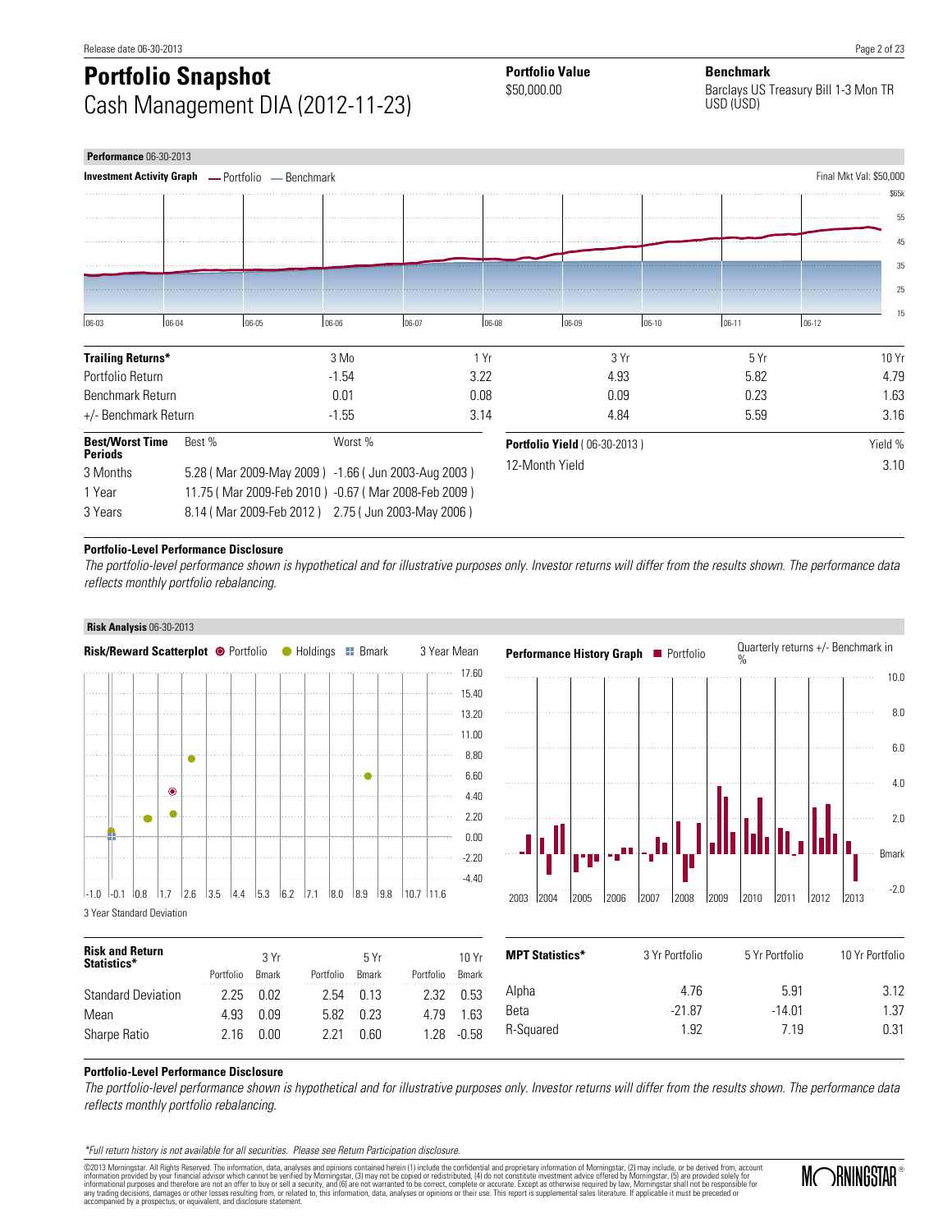# Portfolio Snapshot

Cash Management DIA (2012-11-23)

**Portfolio Value**
$50,000.00

**Benchmark**
Barclays US Treasury Bill 1-3 Mon TR USD (USD)

## Performance 06-30-2013

**Investment Activity Graph** — Portfolio — Benchmark

Final Mkt Val: $50,000

| Trailing Returns* | 3 Mo | 1 Yr | 3 Yr | 5 Yr | 10 Yr |
|---|---|---|---|---|---|
| Portfolio Return | -1.54 | 3.22 | 4.93 | 5.82 | 4.79 |
| Benchmark Return | 0.01 | 0.08 | 0.09 | 0.23 | 1.63 |
| +/- Benchmark Return | -1.55 | 3.14 | 4.84 | 5.59 | 3.16 |

| Best/Worst Time Periods | Best % | Worst % |
|---|---|---|
| 3 Months | 5.28 ( Mar 2009-May 2009 ) | -1.66 ( Jun 2003-Aug 2003 ) |
| 1 Year | 11.75 ( Mar 2009-Feb 2010 ) | -0.67 ( Mar 2008-Feb 2009 ) |
| 3 Years | 8.14 ( Mar 2009-Feb 2012 ) | 2.75 ( Jun 2003-May 2006 ) |

| Portfolio Yield ( 06-30-2013 ) | Yield % |
|---|---|
| 12-Month Yield | 3.10 |

**Portfolio-Level Performance Disclosure**

*The portfolio-level performance shown is hypothetical and for illustrative purposes only. Investor returns will differ from the results shown. The performance data reflects monthly portfolio rebalancing.*

## Risk Analysis 06-30-2013

**Risk/Reward Scatterplot** Portfolio Holdings Bmark — 3 Year Mean

3 Year Standard Deviation

**Performance History Graph** Portfolio — Quarterly returns +/- Benchmark in %

| Risk and Return Statistics* | 3 Yr Portfolio | 3 Yr Bmark | 5 Yr Portfolio | 5 Yr Bmark | 10 Yr Portfolio | 10 Yr Bmark |
|---|---|---|---|---|---|---|
| Standard Deviation | 2.25 | 0.02 | 2.54 | 0.13 | 2.32 | 0.53 |
| Mean | 4.93 | 0.09 | 5.82 | 0.23 | 4.79 | 1.63 |
| Sharpe Ratio | 2.16 | 0.00 | 2.21 | 0.60 | 1.28 | -0.58 |

| MPT Statistics* | 3 Yr Portfolio | 5 Yr Portfolio | 10 Yr Portfolio |
|---|---|---|---|
| Alpha | 4.76 | 5.91 | 3.12 |
| Beta | -21.87 | -14.01 | 1.37 |
| R-Squared | 1.92 | 7.19 | 0.31 |

**Portfolio-Level Performance Disclosure**

*The portfolio-level performance shown is hypothetical and for illustrative purposes only. Investor returns will differ from the results shown. The performance data reflects monthly portfolio rebalancing.*

*\*Full return history is not available for all securities. Please see Return Participation disclosure.*

©2013 Morningstar. All Rights Reserved. The information, data, analyses and opinions contained herein (1) include the confidential and proprietary information of Morningstar, (2) may include, or be derived from, account information provided by your financial advisor which cannot be verified by Morningstar, (3) may not be copied or redistributed, (4) do not constitute investment advice offered by Morningstar, (5) are provided solely for informational purposes and therefore are not an offer to buy or sell a security, and (6) are not warranted to be correct, complete or accurate. Except as otherwise required by law, Morningstar shall not be responsible for any trading decisions, damages or other losses resulting from, or related to, this information, data, analyses or opinions or their use. This report is supplemental sales literature. If applicable it must be preceded or accompanied by a prospectus, or equivalent, and disclosure statement.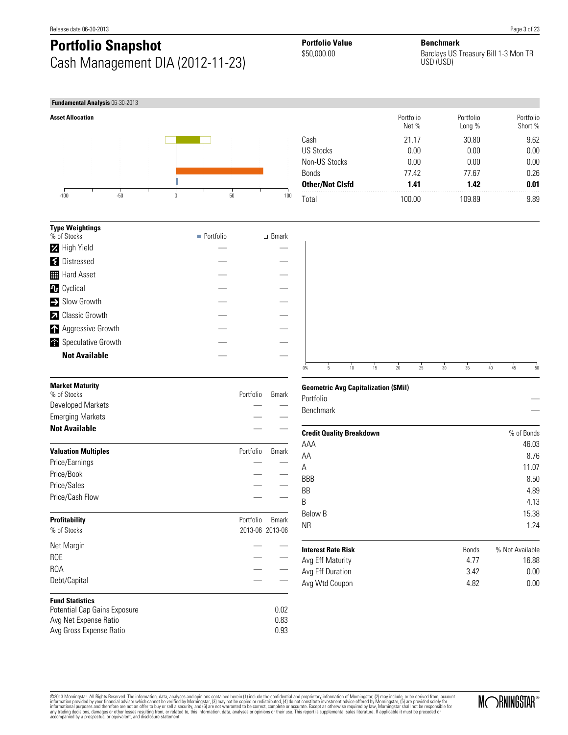# Portfolio Snapshot

Cash Management DIA (2012-11-23)

**Portfolio Value**
$50,000.00

**Benchmark**
Barclays US Treasury Bill 1-3 Mon TR USD (USD)

## Fundamental Analysis 06-30-2013

### Asset Allocation

| | Portfolio Net % | Portfolio Long % | Portfolio Short % |
|---|---|---|---|
| Cash | 21.17 | 30.80 | 9.62 |
| US Stocks | 0.00 | 0.00 | 0.00 |
| Non-US Stocks | 0.00 | 0.00 | 0.00 |
| Bonds | 77.42 | 77.67 | 0.26 |
| **Other/Not Clsfd** | **1.41** | **1.42** | **0.01** |
| Total | 100.00 | 109.89 | 9.89 |

### Type Weightings

| % of Stocks | Portfolio | Bmark |
|---|---|---|
| High Yield | — | — |
| Distressed | — | — |
| Hard Asset | — | — |
| Cyclical | — | — |
| Slow Growth | — | — |
| Classic Growth | — | — |
| Aggressive Growth | — | — |
| Speculative Growth | — | — |
| **Not Available** | **—** | **—** |

### Market Maturity

| % of Stocks | Portfolio | Bmark |
|---|---|---|
| Developed Markets | — | — |
| Emerging Markets | — | — |
| **Not Available** | **—** | **—** |

### Valuation Multiples

| | Portfolio | Bmark |
|---|---|---|
| Price/Earnings | — | — |
| Price/Book | — | — |
| Price/Sales | — | — |
| Price/Cash Flow | — | — |

### Profitability

| % of Stocks | Portfolio 2013-06 | Bmark 2013-06 |
|---|---|---|
| Net Margin | — | — |
| ROE | — | — |
| ROA | — | — |
| Debt/Capital | — | — |

### Fund Statistics

| | |
|---|---|
| Potential Cap Gains Exposure | 0.02 |
| Avg Net Expense Ratio | 0.83 |
| Avg Gross Expense Ratio | 0.93 |

### Geometric Avg Capitalization ($Mil)

| | |
|---|---|
| Portfolio | — |
| Benchmark | — |

### Credit Quality Breakdown

| | % of Bonds |
|---|---|
| AAA | 46.03 |
| AA | 8.76 |
| A | 11.07 |
| BBB | 8.50 |
| BB | 4.89 |
| B | 4.13 |
| Below B | 15.38 |
| NR | 1.24 |

### Interest Rate Risk

| | Bonds | % Not Available |
|---|---|---|
| Avg Eff Maturity | 4.77 | 16.88 |
| Avg Eff Duration | 3.42 | 0.00 |
| Avg Wtd Coupon | 4.82 | 0.00 |

©2013 Morningstar. All Rights Reserved. The information, data, analyses and opinions contained herein (1) include the confidential and proprietary information of Morningstar, (2) may include, or be derived from, account information provided by your financial advisor which cannot be verified by Morningstar, (3) may not be copied or redistributed, (4) do not constitute investment advice offered by Morningstar, (5) are provided solely for informational purposes and therefore are not an offer to buy or sell a security, and (6) are not warranted to be correct, complete or accurate. Except as otherwise required by law, Morningstar shall not be responsible for any trading decisions, damages or other losses resulting from, or related to, this information, data, analyses or opinions or their use. This report is supplemental sales literature. If applicable it must be preceded or accompanied by a prospectus, or equivalent, and disclosure statement.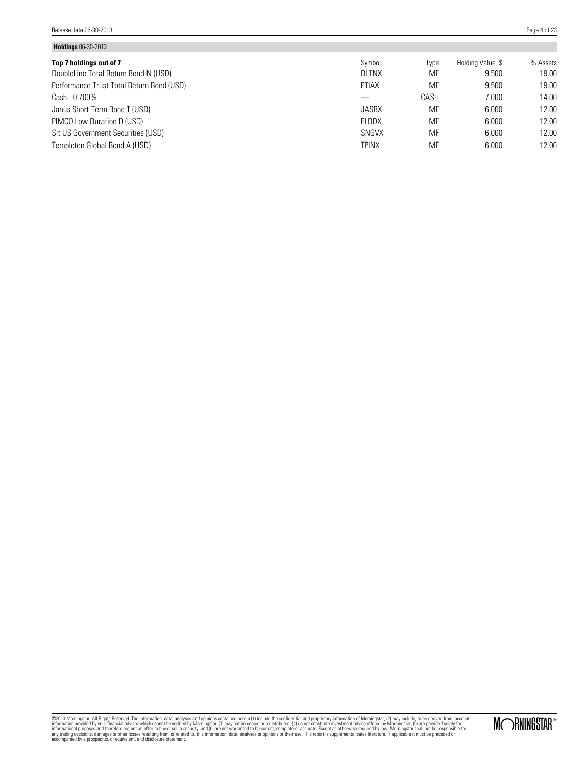**Holdings** 06-30-2013

| Top 7 holdings out of 7 | Symbol | Type | Holding Value $ | % Assets |
|---|---|---|---|---|
| DoubleLine Total Return Bond N (USD) | DLTNX | MF | 9,500 | 19.00 |
| Performance Trust Total Return Bond (USD) | PTIAX | MF | 9,500 | 19.00 |
| Cash - 0.700% | — | CASH | 7,000 | 14.00 |
| Janus Short-Term Bond T (USD) | JASBX | MF | 6,000 | 12.00 |
| PIMCO Low Duration D (USD) | PLDDX | MF | 6,000 | 12.00 |
| Sit US Government Securities (USD) | SNGVX | MF | 6,000 | 12.00 |
| Templeton Global Bond A (USD) | TPINX | MF | 6,000 | 12.00 |

©2013 Morningstar. All Rights Reserved. The information, data, analyses and opinions contained herein (1) include the confidential and proprietary information of Morningstar, (2) may include, or be derived from, account information provided by your financial advisor which cannot be verified by Morningstar, (3) may not be copied or redistributed, (4) do not constitute investment advice offered by Morningstar, (5) are provided solely for informational purposes and therefore are not an offer to buy or sell a security, and (6) are not warranted to be correct, complete or accurate. Except as otherwise required by law, Morningstar shall not be responsible for any trading decisions, damages or other losses resulting from, or related to, this information, data, analyses or opinions or their use. This report is supplemental sales literature. If applicable it must be preceded or accompanied by a prospectus, or equivalent, and disclosure statement.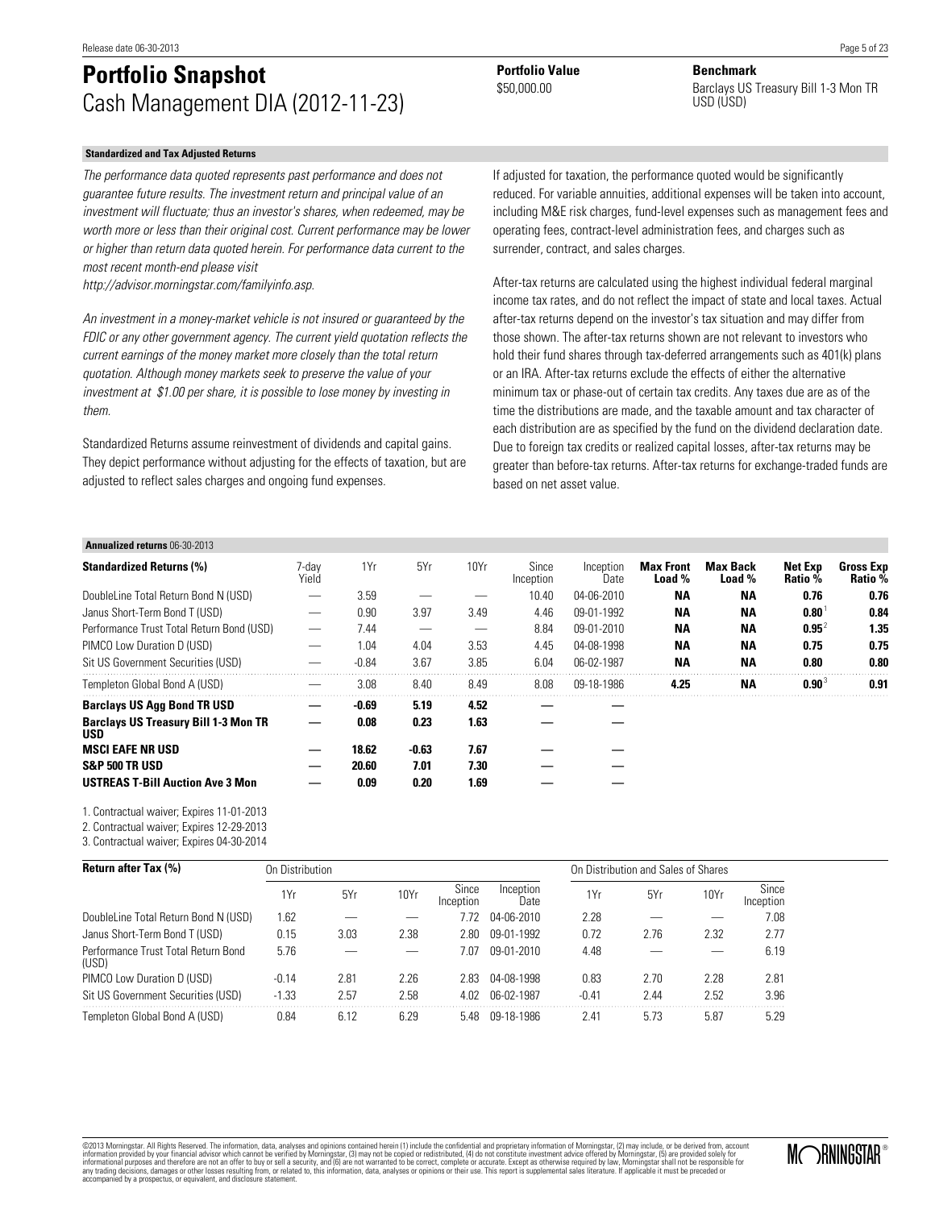# Portfolio Snapshot

Cash Management DIA (2012-11-23)

**Portfolio Value**
$50,000.00

**Benchmark**
Barclays US Treasury Bill 1-3 Mon TR USD (USD)

### Standardized and Tax Adjusted Returns

*The performance data quoted represents past performance and does not guarantee future results. The investment return and principal value of an investment will fluctuate; thus an investor's shares, when redeemed, may be worth more or less than their original cost. Current performance may be lower or higher than return data quoted herein. For performance data current to the most recent month-end please visit http://advisor.morningstar.com/familyinfo.asp.*

*An investment in a money-market vehicle is not insured or guaranteed by the FDIC or any other government agency. The current yield quotation reflects the current earnings of the money market more closely than the total return quotation. Although money markets seek to preserve the value of your investment at $1.00 per share, it is possible to lose money by investing in them.*

Standardized Returns assume reinvestment of dividends and capital gains. They depict performance without adjusting for the effects of taxation, but are adjusted to reflect sales charges and ongoing fund expenses.

If adjusted for taxation, the performance quoted would be significantly reduced. For variable annuities, additional expenses will be taken into account, including M&E risk charges, fund-level expenses such as management fees and operating fees, contract-level administration fees, and charges such as surrender, contract, and sales charges.

After-tax returns are calculated using the highest individual federal marginal income tax rates, and do not reflect the impact of state and local taxes. Actual after-tax returns depend on the investor's tax situation and may differ from those shown. The after-tax returns shown are not relevant to investors who hold their fund shares through tax-deferred arrangements such as 401(k) plans or an IRA. After-tax returns exclude the effects of either the alternative minimum tax or phase-out of certain tax credits. Any taxes due are as of the time the distributions are made, and the taxable amount and tax character of each distribution are as specified by the fund on the dividend declaration date. Due to foreign tax credits or realized capital losses, after-tax returns may be greater than before-tax returns. After-tax returns for exchange-traded funds are based on net asset value.

### Annualized returns 06-30-2013

| Standardized Returns (%) | 7-day Yield | 1Yr | 5Yr | 10Yr | Since Inception | Inception Date | Max Front Load % | Max Back Load % | Net Exp Ratio % | Gross Exp Ratio % |
|---|---|---|---|---|---|---|---|---|---|---|
| DoubleLine Total Return Bond N (USD) | — | 3.59 | — | — | 10.40 | 04-06-2010 | **NA** | **NA** | **0.76** | **0.76** |
| Janus Short-Term Bond T (USD) | — | 0.90 | 3.97 | 3.49 | 4.46 | 09-01-1992 | **NA** | **NA** | **0.80**[1] | **0.84** |
| Performance Trust Total Return Bond (USD) | — | 7.44 | — | — | 8.84 | 09-01-2010 | **NA** | **NA** | **0.95**[2] | **1.35** |
| PIMCO Low Duration D (USD) | — | 1.04 | 4.04 | 3.53 | 4.45 | 04-08-1998 | **NA** | **NA** | **0.75** | **0.75** |
| Sit US Government Securities (USD) | — | -0.84 | 3.67 | 3.85 | 6.04 | 06-02-1987 | **NA** | **NA** | **0.80** | **0.80** |
| Templeton Global Bond A (USD) | — | 3.08 | 8.40 | 8.49 | 8.08 | 09-18-1986 | **4.25** | **NA** | **0.90**[3] | **0.91** |
| **Barclays US Agg Bond TR USD** | **—** | **-0.69** | **5.19** | **4.52** | **—** | **—** | | | | |
| **Barclays US Treasury Bill 1-3 Mon TR USD** | **—** | **0.08** | **0.23** | **1.63** | **—** | **—** | | | | |
| **MSCI EAFE NR USD** | **—** | **18.62** | **-0.63** | **7.67** | **—** | **—** | | | | |
| **S&P 500 TR USD** | **—** | **20.60** | **7.01** | **7.30** | **—** | **—** | | | | |
| **USTREAS T-Bill Auction Ave 3 Mon** | **—** | **0.09** | **0.20** | **1.69** | **—** | **—** | | | | |

1. Contractual waiver; Expires 11-01-2013
2. Contractual waiver; Expires 12-29-2013
3. Contractual waiver; Expires 04-30-2014

| Return after Tax (%) | On Distribution | | | | | On Distribution and Sales of Shares | | | |
|---|---|---|---|---|---|---|---|---|---|
| | 1Yr | 5Yr | 10Yr | Since Inception | Inception Date | 1Yr | 5Yr | 10Yr | Since Inception |
| DoubleLine Total Return Bond N (USD) | 1.62 | — | — | 7.72 | 04-06-2010 | 2.28 | — | — | 7.08 |
| Janus Short-Term Bond T (USD) | 0.15 | 3.03 | 2.38 | 2.80 | 09-01-1992 | 0.72 | 2.76 | 2.32 | 2.77 |
| Performance Trust Total Return Bond (USD) | 5.76 | — | — | 7.07 | 09-01-2010 | 4.48 | — | — | 6.19 |
| PIMCO Low Duration D (USD) | -0.14 | 2.81 | 2.26 | 2.83 | 04-08-1998 | 0.83 | 2.70 | 2.28 | 2.81 |
| Sit US Government Securities (USD) | -1.33 | 2.57 | 2.58 | 4.02 | 06-02-1987 | -0.41 | 2.44 | 2.52 | 3.96 |
| Templeton Global Bond A (USD) | 0.84 | 6.12 | 6.29 | 5.48 | 09-18-1986 | 2.41 | 5.73 | 5.87 | 5.29 |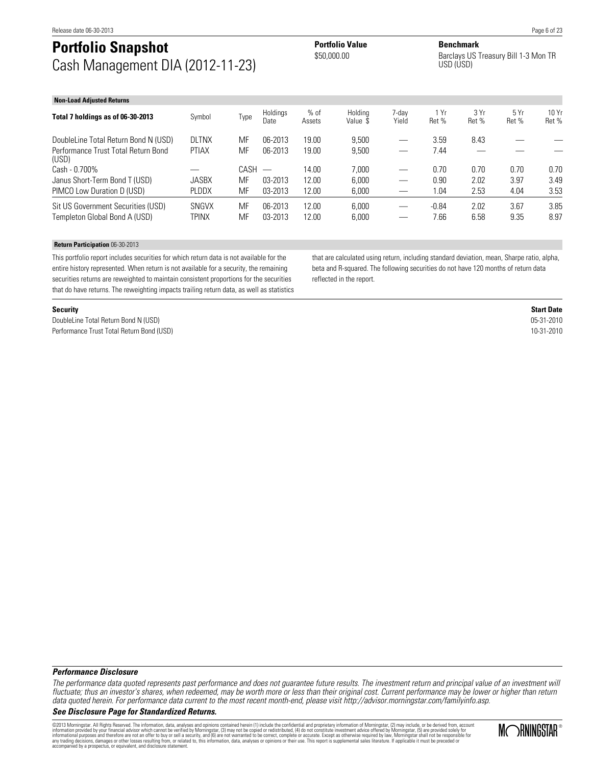# Portfolio Snapshot

Cash Management DIA (2012-11-23)

**Portfolio Value**
$50,000.00

**Benchmark**
Barclays US Treasury Bill 1-3 Mon TR USD (USD)

**Non-Load Adjusted Returns**

| Total 7 holdings as of 06-30-2013 | Symbol | Type | Holdings Date | % of Assets | Holding Value $ | 7-day Yield | 1 Yr Ret % | 3 Yr Ret % | 5 Yr Ret % | 10 Yr Ret % |
|---|---|---|---|---|---|---|---|---|---|---|
| DoubleLine Total Return Bond N (USD) | DLTNX | MF | 06-2013 | 19.00 | 9,500 | — | 3.59 | 8.43 | — | — |
| Performance Trust Total Return Bond (USD) | PTIAX | MF | 06-2013 | 19.00 | 9,500 | — | 7.44 | — | — | — |
| Cash - 0.700% | — | CASH | — | 14.00 | 7,000 | — | 0.70 | 0.70 | 0.70 | 0.70 |
| Janus Short-Term Bond T (USD) | JASBX | MF | 03-2013 | 12.00 | 6,000 | — | 0.90 | 2.02 | 3.97 | 3.49 |
| PIMCO Low Duration D (USD) | PLDDX | MF | 03-2013 | 12.00 | 6,000 | — | 1.04 | 2.53 | 4.04 | 3.53 |
| Sit US Government Securities (USD) | SNGVX | MF | 06-2013 | 12.00 | 6,000 | — | -0.84 | 2.02 | 3.67 | 3.85 |
| Templeton Global Bond A (USD) | TPINX | MF | 03-2013 | 12.00 | 6,000 | — | 7.66 | 6.58 | 9.35 | 8.97 |

**Return Participation** 06-30-2013

This portfolio report includes securities for which return data is not available for the entire history represented. When return is not available for a security, the remaining securities returns are reweighted to maintain consistent proportions for the securities that do have returns. The reweighting impacts trailing return data, as well as statistics that are calculated using return, including standard deviation, mean, Sharpe ratio, alpha, beta and R-squared. The following securities do not have 120 months of return data reflected in the report.

| Security | Start Date |
|---|---|
| DoubleLine Total Return Bond N (USD) | 05-31-2010 |
| Performance Trust Total Return Bond (USD) | 10-31-2010 |

***Performance Disclosure***

*The performance data quoted represents past performance and does not guarantee future results. The investment return and principal value of an investment will fluctuate; thus an investor's shares, when redeemed, may be worth more or less than their original cost. Current performance may be lower or higher than return data quoted herein. For performance data current to the most recent month-end, please visit http://advisor.morningstar.com/familyinfo.asp.*

***See Disclosure Page for Standardized Returns.***

©2013 Morningstar. All Rights Reserved. The information, data, analyses and opinions contained herein (1) include the confidential and proprietary information of Morningstar, (2) may include, or be derived from, account information provided by your financial advisor which cannot be verified by Morningstar, (3) may not be copied or redistributed, (4) do not constitute investment advice offered by Morningstar, (5) are provided solely for informational purposes and therefore are not an offer to buy or sell a security, and (6) are not warranted to be correct, complete or accurate. Except as otherwise required by law, Morningstar shall not be responsible for any trading decisions, damages or other losses resulting from, or related to, this information, data, analyses or opinions or their use. This report is supplemental sales literature. If applicable it must be preceded or accompanied by a prospectus, or equivalent, and disclosure statement.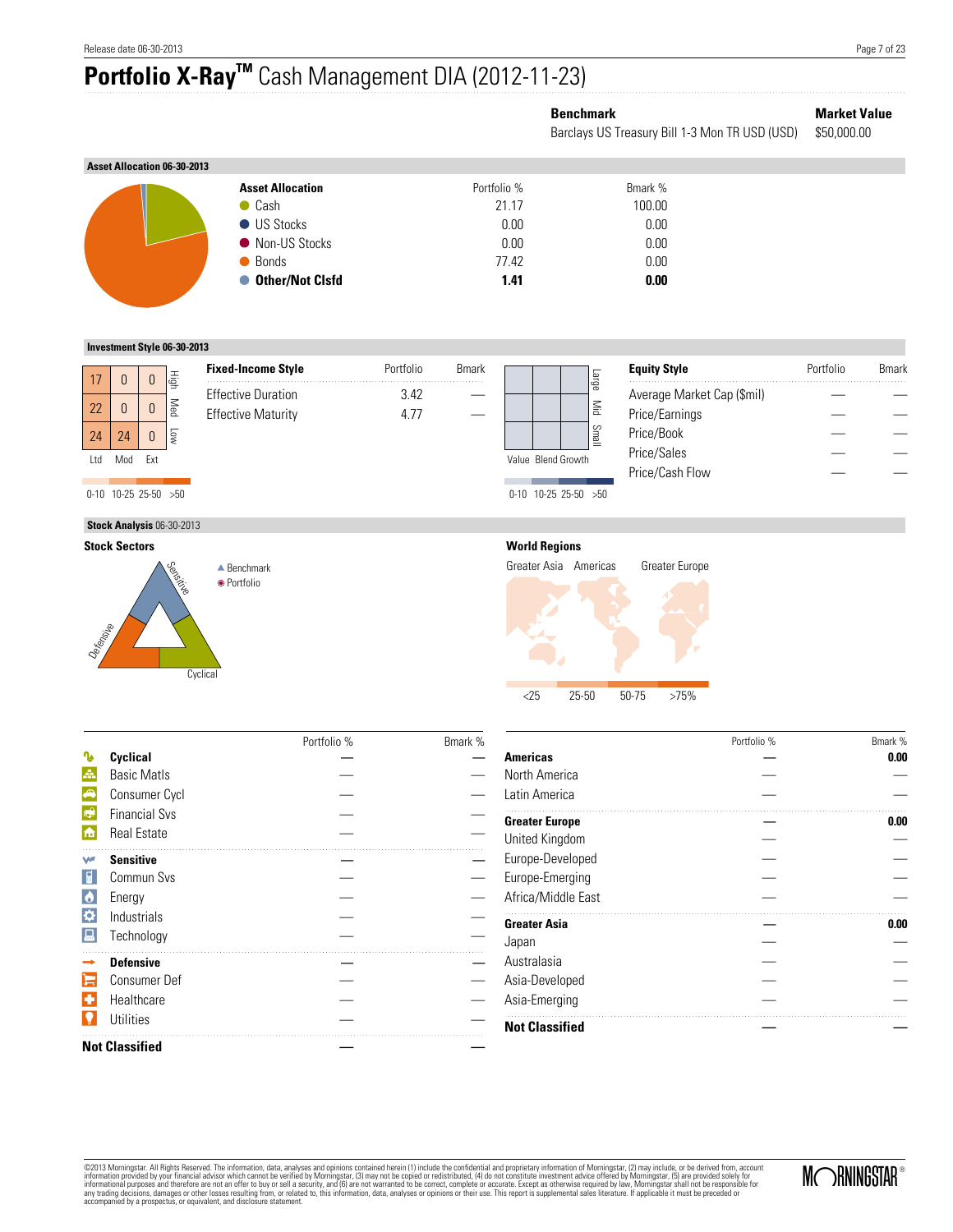# Portfolio X-Ray™ Cash Management DIA (2012-11-23)

| Benchmark | Market Value |
|---|---|
| Barclays US Treasury Bill 1-3 Mon TR USD (USD) | $50,000.00 |

## Asset Allocation 06-30-2013

| Asset Allocation | Portfolio % | Bmark % |
|---|---|---|
| Cash | 21.17 | 100.00 |
| US Stocks | 0.00 | 0.00 |
| Non-US Stocks | 0.00 | 0.00 |
| Bonds | 77.42 | 0.00 |
| **Other/Not Clsfd** | **1.41** | **0.00** |

## Investment Style 06-30-2013

Fixed-Income Style box:

| | Ltd | Mod | Ext |
|---|---|---|---|
| High | 17 | 0 | 0 |
| Med | 22 | 0 | 0 |
| Low | 24 | 24 | 0 |

0-10 10-25 25-50 >50

| Fixed-Income Style | Portfolio | Bmark |
|---|---|---|
| Effective Duration | 3.42 | — |
| Effective Maturity | 4.77 | — |

Equity Style box: Large / Mid / Small; Value Blend Growth

0-10 10-25 25-50 >50

| Equity Style | Portfolio | Bmark |
|---|---|---|
| Average Market Cap ($mil) | — | — |
| Price/Earnings | — | — |
| Price/Book | — | — |
| Price/Sales | — | — |
| Price/Cash Flow | — | — |

## Stock Analysis 06-30-2013

### Stock Sectors

Sensitive, Defensive, Cyclical — ▲ Benchmark ◉ Portfolio

| | Portfolio % | Bmark % |
|---|---|---|
| **Cyclical** | **—** | **—** |
| Basic Matls | — | — |
| Consumer Cycl | — | — |
| Financial Svs | — | — |
| Real Estate | — | — |
| **Sensitive** | **—** | **—** |
| Commun Svs | — | — |
| Energy | — | — |
| Industrials | — | — |
| Technology | — | — |
| **Defensive** | **—** | **—** |
| Consumer Def | — | — |
| Healthcare | — | — |
| Utilities | — | — |
| **Not Classified** | **—** | **—** |

### World Regions

Greater Asia, Americas, Greater Europe — <25 25-50 50-75 >75%

| | Portfolio % | Bmark % |
|---|---|---|
| **Americas** | **—** | **0.00** |
| North America | — | — |
| Latin America | — | — |
| **Greater Europe** | **—** | **0.00** |
| United Kingdom | — | — |
| Europe-Developed | — | — |
| Europe-Emerging | — | — |
| Africa/Middle East | — | — |
| **Greater Asia** | **—** | **0.00** |
| Japan | — | — |
| Australasia | — | — |
| Asia-Developed | — | — |
| Asia-Emerging | — | — |
| **Not Classified** | **—** | **—** |

©2013 Morningstar. All Rights Reserved. The information, data, analyses and opinions contained herein (1) include the confidential and proprietary information of Morningstar, (2) may include, or be derived from, account information provided by your financial advisor which cannot be verified by Morningstar, (3) may not be copied or redistributed, (4) do not constitute investment advice offered by Morningstar, (5) are provided solely for informational purposes and therefore are not an offer to buy or sell a security, and (6) are not warranted to be correct, complete or accurate. Except as otherwise required by law, Morningstar shall not be responsible for any trading decisions, damages or other losses resulting from, or related to, this information, data, analyses or opinions or their use. This report is supplemental sales literature. If applicable it must be preceded or accompanied by a prospectus, or equivalent, and disclosure statement.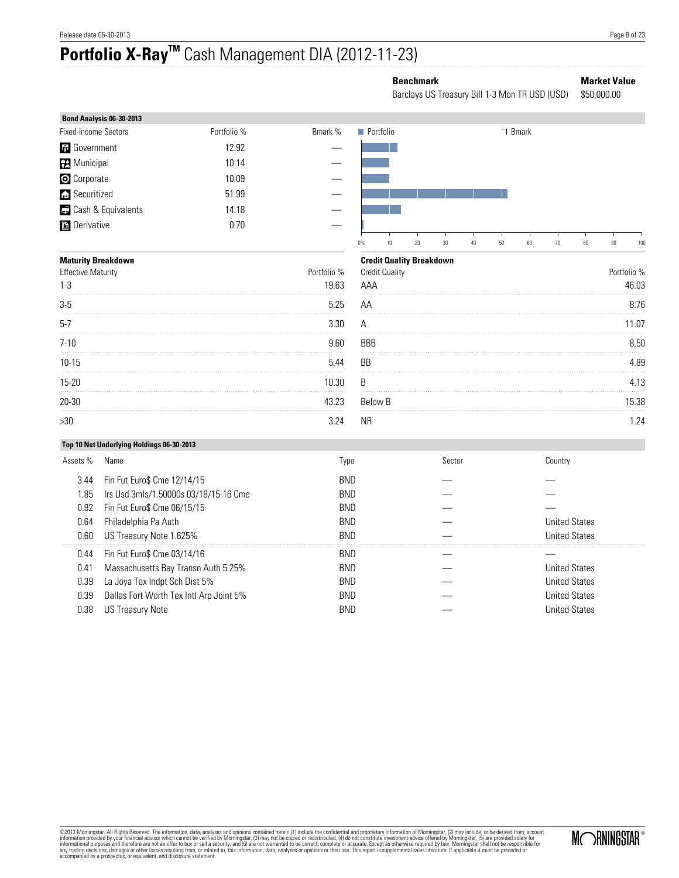# Portfolio X-Ray™ Cash Management DIA (2012-11-23)

**Benchmark**
Barclays US Treasury Bill 1-3 Mon TR USD (USD)

**Market Value**
$50,000.00

### Bond Analysis 06-30-2013

| Fixed-Income Sectors | Portfolio % | Bmark % |
|---|---|---|
| Government | 12.92 | — |
| Municipal | 10.14 | — |
| Corporate | 10.09 | — |
| Securitized | 51.99 | — |
| Cash & Equivalents | 14.18 | — |
| Derivative | 0.70 | — |

### Maturity Breakdown

| Effective Maturity | Portfolio % |
|---|---|
| 1-3 | 19.63 |
| 3-5 | 5.25 |
| 5-7 | 3.30 |
| 7-10 | 9.60 |
| 10-15 | 5.44 |
| 15-20 | 10.30 |
| 20-30 | 43.23 |
| >30 | 3.24 |

### Credit Quality Breakdown

| Credit Quality | Portfolio % |
|---|---|
| AAA | 46.03 |
| AA | 8.76 |
| A | 11.07 |
| BBB | 8.50 |
| BB | 4.89 |
| B | 4.13 |
| Below B | 15.38 |
| NR | 1.24 |

### Top 10 Net Underlying Holdings 06-30-2013

| Assets % | Name | Type | Sector | Country |
|---|---|---|---|---|
| 3.44 | Fin Fut Euro$ Cme 12/14/15 | BND | — | — |
| 1.85 | Irs Usd 3mls/1.50000s 03/18/15-16 Cme | BND | — | — |
| 0.92 | Fin Fut Euro$ Cme 06/15/15 | BND | — | — |
| 0.64 | Philadelphia Pa Auth | BND | — | United States |
| 0.60 | US Treasury Note 1.625% | BND | — | United States |
| 0.44 | Fin Fut Euro$ Cme 03/14/16 | BND | — | — |
| 0.41 | Massachusetts Bay Transn Auth 5.25% | BND | — | United States |
| 0.39 | La Joya Tex Indpt Sch Dist 5% | BND | — | United States |
| 0.39 | Dallas Fort Worth Tex Intl Arp Joint 5% | BND | — | United States |
| 0.38 | US Treasury Note | BND | — | United States |

©2013 Morningstar. All Rights Reserved. The information, data, analyses and opinions contained herein (1) include the confidential and proprietary information of Morningstar, (2) may include, or be derived from, account information provided by your financial advisor which cannot be verified by Morningstar, (3) may not be copied or redistributed, (4) do not constitute investment advice offered by Morningstar, (5) are provided solely for informational purposes and therefore are not an offer to buy or sell a security, and (6) are not warranted to be correct, complete or accurate. Except as otherwise required by law, Morningstar shall not be responsible for any trading decisions, damages or other losses resulting from, or related to, this information, data, analyses or opinions or their use. This report is supplemental sales literature. If applicable it must be preceded or accompanied by a prospectus, or equivalent, and disclosure statement.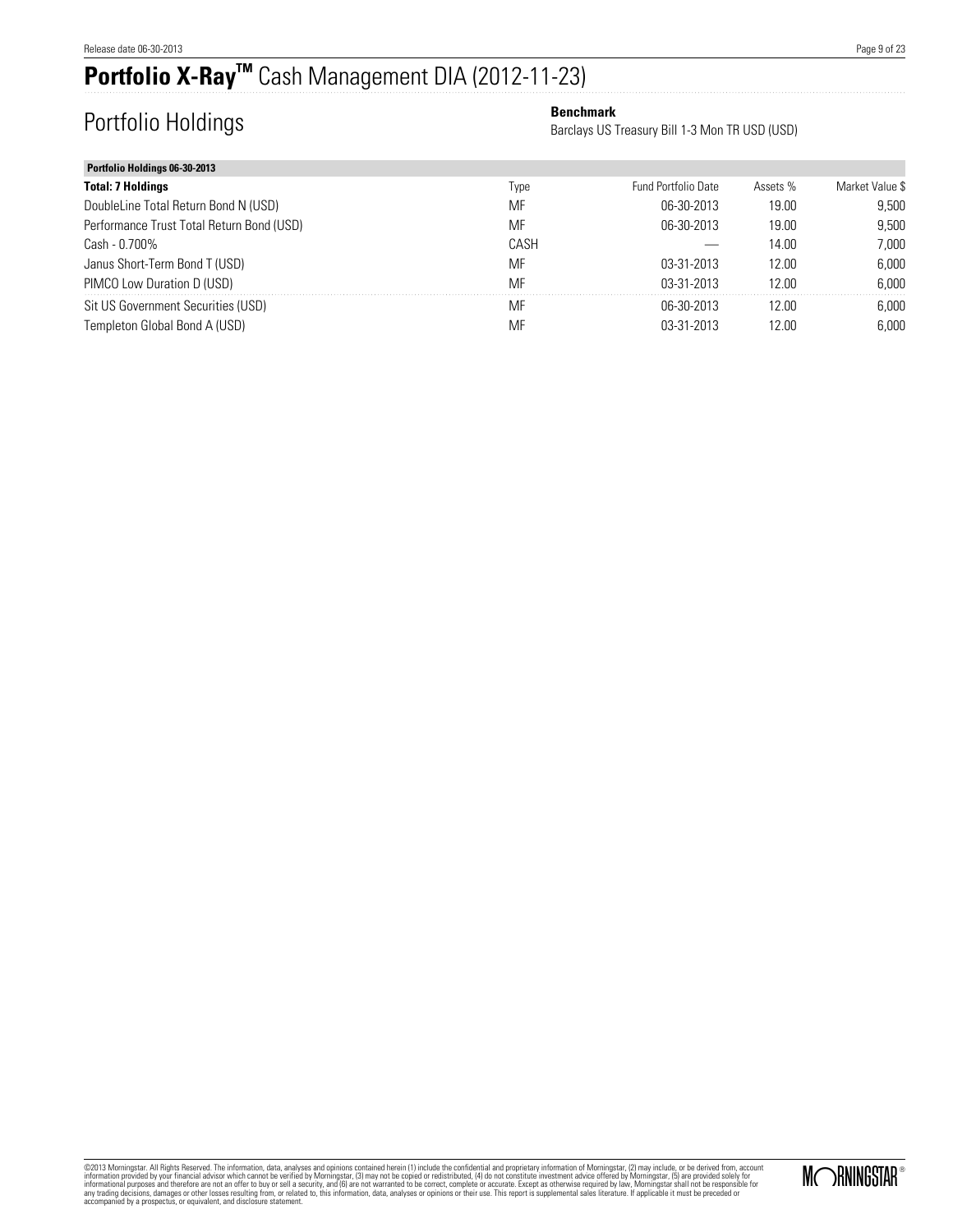# Portfolio X-Ray™ Cash Management DIA (2012-11-23)

## Portfolio Holdings

**Benchmark**
Barclays US Treasury Bill 1-3 Mon TR USD (USD)

| Portfolio Holdings 06-30-2013 | | | | |
|---|---|---|---|---|
| **Total: 7 Holdings** | Type | Fund Portfolio Date | Assets % | Market Value $ |
| DoubleLine Total Return Bond N (USD) | MF | 06-30-2013 | 19.00 | 9,500 |
| Performance Trust Total Return Bond (USD) | MF | 06-30-2013 | 19.00 | 9,500 |
| Cash - 0.700% | CASH | — | 14.00 | 7,000 |
| Janus Short-Term Bond T (USD) | MF | 03-31-2013 | 12.00 | 6,000 |
| PIMCO Low Duration D (USD) | MF | 03-31-2013 | 12.00 | 6,000 |
| Sit US Government Securities (USD) | MF | 06-30-2013 | 12.00 | 6,000 |
| Templeton Global Bond A (USD) | MF | 03-31-2013 | 12.00 | 6,000 |

©2013 Morningstar. All Rights Reserved. The information, data, analyses and opinions contained herein (1) include the confidential and proprietary information of Morningstar, (2) may include, or be derived from, account information provided by your financial advisor which cannot be verified by Morningstar, (3) may not be copied or redistributed, (4) do not constitute investment advice offered by Morningstar, (5) are provided solely for informational purposes and therefore are not an offer to buy or sell a security, and (6) are not warranted to be correct, complete or accurate. Except as otherwise required by law, Morningstar shall not be responsible for any trading decisions, damages or other losses resulting from, or related to, this information, data, analyses or opinions or their use. This report is supplemental sales literature. If applicable it must be preceded or accompanied by a prospectus, or equivalent, and disclosure statement.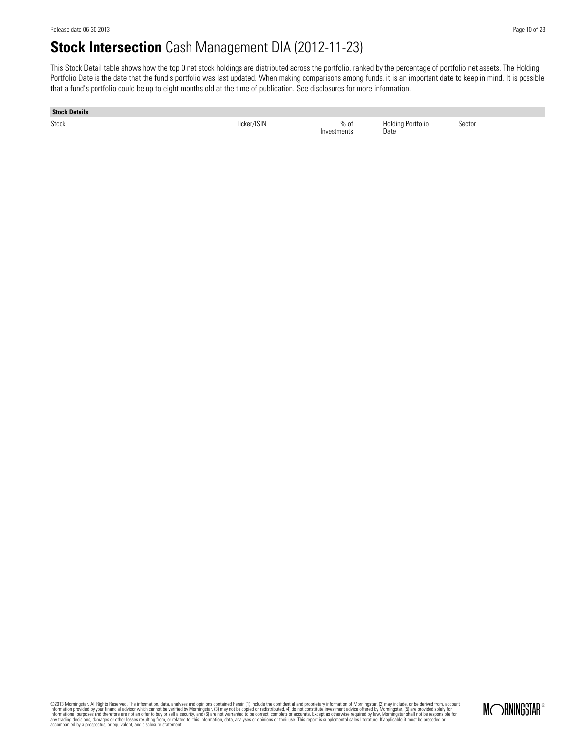# **Stock Intersection** Cash Management DIA (2012-11-23)

This Stock Detail table shows how the top 0 net stock holdings are distributed across the portfolio, ranked by the percentage of portfolio net assets. The Holding Portfolio Date is the date that the fund's portfolio was last updated. When making comparisons among funds, it is an important date to keep in mind. It is possible that a fund's portfolio could be up to eight months old at the time of publication. See disclosures for more information.

**Stock Details**

| Stock | Ticker/ISIN | % of Investments | Holding Portfolio Date | Sector |
|---|---|---|---|---|

©2013 Morningstar. All Rights Reserved. The information, data, analyses and opinions contained herein (1) include the confidential and proprietary information of Morningstar, (2) may include, or be derived from, account information provided by your financial advisor which cannot be verified by Morningstar, (3) may not be copied or redistributed, (4) do not constitute investment advice offered by Morningstar, (5) are provided solely for informational purposes and therefore are not an offer to buy or sell a security, and (6) are not warranted to be correct, complete or accurate. Except as otherwise required by law, Morningstar shall not be responsible for any trading decisions, damages or other losses resulting from, or related to, this information, data, analyses or opinions or their use. This report is supplemental sales literature. If applicable it must be preceded or accompanied by a prospectus, or equivalent, and disclosure statement.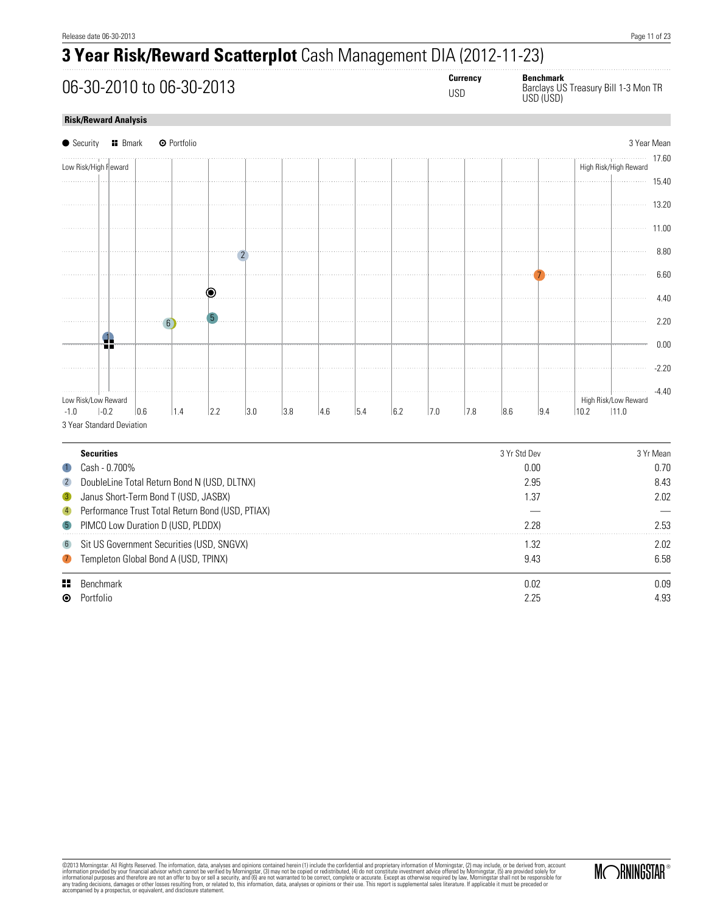# 3 Year Risk/Reward Scatterplot Cash Management DIA (2012-11-23)

## 06-30-2010 to 06-30-2013

**Currency**
USD

**Benchmark**
Barclays US Treasury Bill 1-3 Mon TR USD (USD)

### Risk/Reward Analysis

● Security ■ Bmark ⊙ Portfolio

3 Year Mean

Low Risk/High Reward — High Risk/High Reward

Low Risk/Low Reward — High Risk/Low Reward

3 Year Standard Deviation

| | Securities | 3 Yr Std Dev | 3 Yr Mean |
|---|---|---|---|
| 1 | Cash - 0.700% | 0.00 | 0.70 |
| 2 | DoubleLine Total Return Bond N (USD, DLTNX) | 2.95 | 8.43 |
| 3 | Janus Short-Term Bond T (USD, JASBX) | 1.37 | 2.02 |
| 4 | Performance Trust Total Return Bond (USD, PTIAX) | — | — |
| 5 | PIMCO Low Duration D (USD, PLDDX) | 2.28 | 2.53 |
| 6 | Sit US Government Securities (USD, SNGVX) | 1.32 | 2.02 |
| 7 | Templeton Global Bond A (USD, TPINX) | 9.43 | 6.58 |
| | Benchmark | 0.02 | 0.09 |
| | Portfolio | 2.25 | 4.93 |

©2013 Morningstar. All Rights Reserved. The information, data, analyses and opinions contained herein (1) include the confidential and proprietary information of Morningstar, (2) may include, or be derived from, account information provided by your financial advisor which cannot be verified by Morningstar, (3) may not be copied or redistributed, (4) do not constitute investment advice offered by Morningstar, (5) are provided solely for informational purposes and therefore are not an offer to buy or sell a security, and (6) are not warranted to be correct, complete or accurate. Except as otherwise required by law, Morningstar shall not be responsible for any trading decisions, damages or other losses resulting from, or related to, this information, data, analyses or opinions or their use. This report is supplemental sales literature. If applicable it must be preceded or accompanied by a prospectus, or equivalent, and disclosure statement.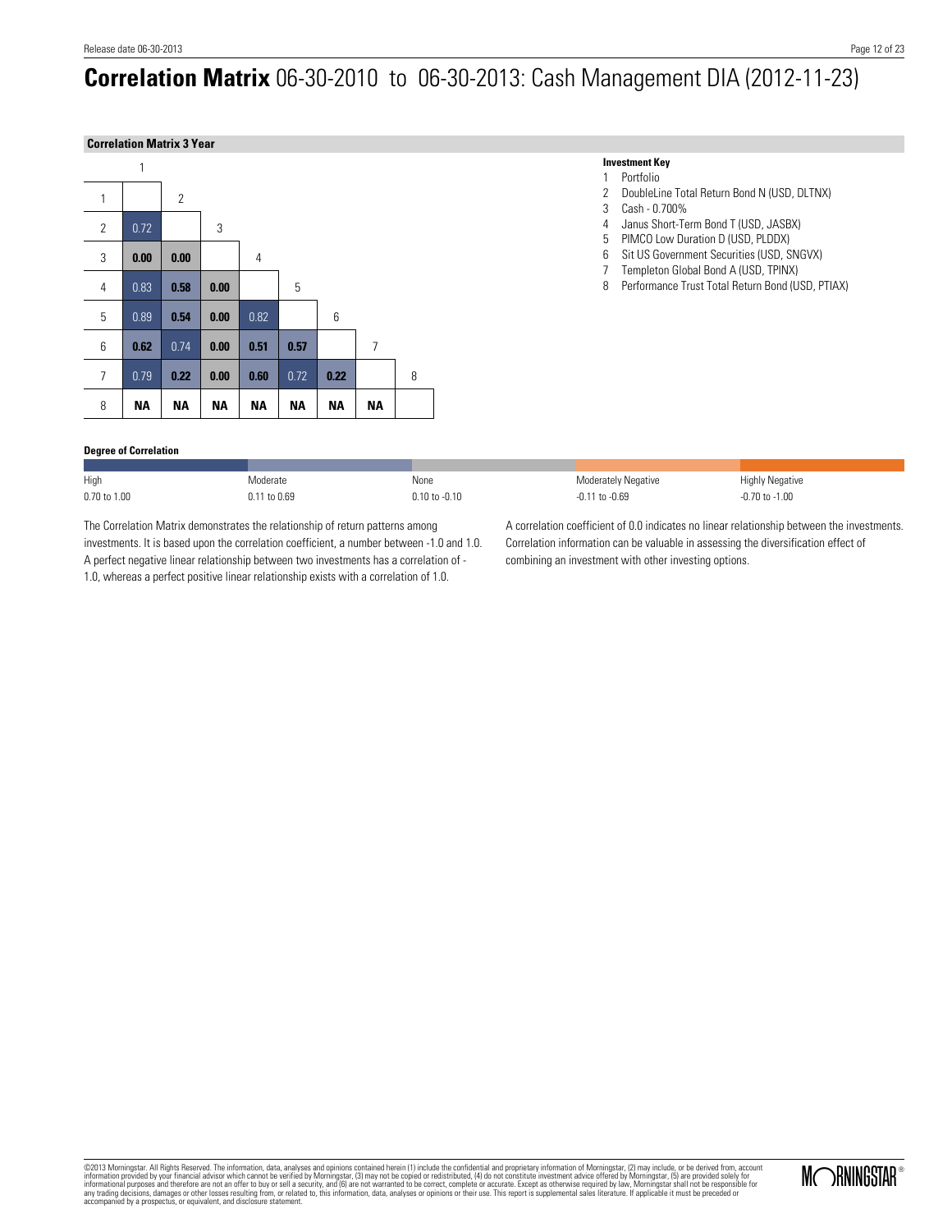# **Correlation Matrix** 06-30-2010 to 06-30-2013: Cash Management DIA (2012-11-23)

### Correlation Matrix 3 Year

| | 1 | 2 | 3 | 4 | 5 | 6 | 7 | 8 |
|---|---|---|---|---|---|---|---|---|
| 1 | | | | | | | | |
| 2 | 0.72 | | | | | | | |
| 3 | 0.00 | 0.00 | | | | | | |
| 4 | 0.83 | 0.58 | 0.00 | | | | | |
| 5 | 0.89 | 0.54 | 0.00 | 0.82 | | | | |
| 6 | 0.62 | 0.74 | 0.00 | 0.51 | 0.57 | | | |
| 7 | 0.79 | 0.22 | 0.00 | 0.60 | 0.72 | 0.22 | | |
| 8 | NA | NA | NA | NA | NA | NA | NA | |

**Investment Key**

1. Portfolio
2. DoubleLine Total Return Bond N (USD, DLTNX)
3. Cash - 0.700%
4. Janus Short-Term Bond T (USD, JASBX)
5. PIMCO Low Duration D (USD, PLDDX)
6. Sit US Government Securities (USD, SNGVX)
7. Templeton Global Bond A (USD, TPINX)
8. Performance Trust Total Return Bond (USD, PTIAX)

**Degree of Correlation**

| High | Moderate | None | Moderately Negative | Highly Negative |
|---|---|---|---|---|
| 0.70 to 1.00 | 0.11 to 0.69 | 0.10 to -0.10 | -0.11 to -0.69 | -0.70 to -1.00 |

The Correlation Matrix demonstrates the relationship of return patterns among investments. It is based upon the correlation coefficient, a number between -1.0 and 1.0. A perfect negative linear relationship between two investments has a correlation of -1.0, whereas a perfect positive linear relationship exists with a correlation of 1.0.

A correlation coefficient of 0.0 indicates no linear relationship between the investments. Correlation information can be valuable in assessing the diversification effect of combining an investment with other investing options.

©2013 Morningstar. All Rights Reserved. The information, data, analyses and opinions contained herein (1) include the confidential and proprietary information of Morningstar, (2) may include, or be derived from, account information provided by your financial advisor which cannot be verified by Morningstar, (3) may not be copied or redistributed, (4) do not constitute investment advice offered by Morningstar, (5) are provided solely for informational purposes and therefore are not an offer to buy or sell a security, and (6) are not warranted to be correct, complete or accurate. Except as otherwise required by law, Morningstar shall not be responsible for any trading decisions, damages or other losses resulting from, or related to, this information, data, analyses or opinions or their use. This report is supplemental sales literature. If applicable it must be preceded or accompanied by a prospectus, or equivalent, and disclosure statement.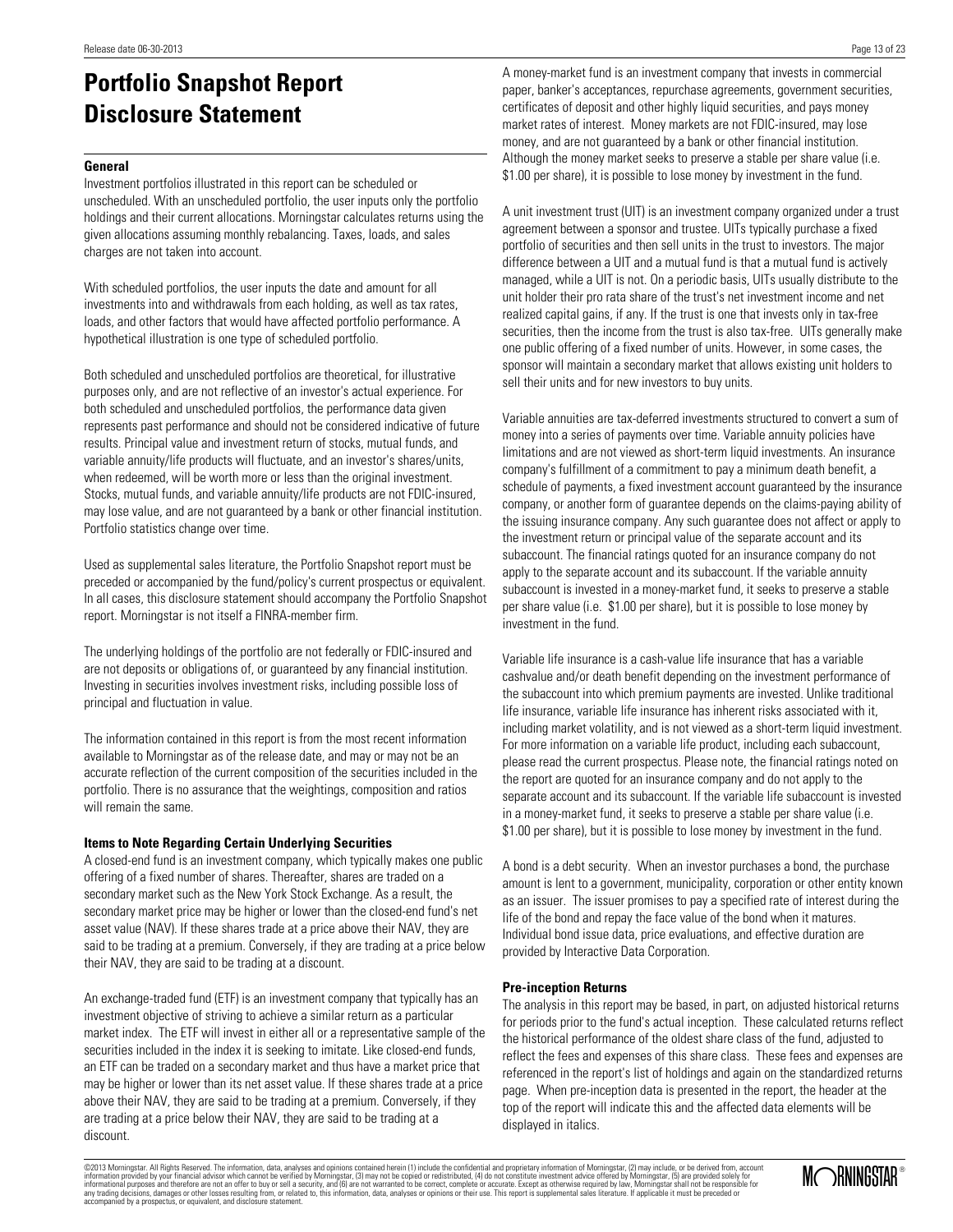# Portfolio Snapshot Report Disclosure Statement

### General

Investment portfolios illustrated in this report can be scheduled or unscheduled. With an unscheduled portfolio, the user inputs only the portfolio holdings and their current allocations. Morningstar calculates returns using the given allocations assuming monthly rebalancing. Taxes, loads, and sales charges are not taken into account.

With scheduled portfolios, the user inputs the date and amount for all investments into and withdrawals from each holding, as well as tax rates, loads, and other factors that would have affected portfolio performance. A hypothetical illustration is one type of scheduled portfolio.

Both scheduled and unscheduled portfolios are theoretical, for illustrative purposes only, and are not reflective of an investor's actual experience. For both scheduled and unscheduled portfolios, the performance data given represents past performance and should not be considered indicative of future results. Principal value and investment return of stocks, mutual funds, and variable annuity/life products will fluctuate, and an investor's shares/units, when redeemed, will be worth more or less than the original investment. Stocks, mutual funds, and variable annuity/life products are not FDIC-insured, may lose value, and are not guaranteed by a bank or other financial institution. Portfolio statistics change over time.

Used as supplemental sales literature, the Portfolio Snapshot report must be preceded or accompanied by the fund/policy's current prospectus or equivalent. In all cases, this disclosure statement should accompany the Portfolio Snapshot report. Morningstar is not itself a FINRA-member firm.

The underlying holdings of the portfolio are not federally or FDIC-insured and are not deposits or obligations of, or guaranteed by any financial institution. Investing in securities involves investment risks, including possible loss of principal and fluctuation in value.

The information contained in this report is from the most recent information available to Morningstar as of the release date, and may or may not be an accurate reflection of the current composition of the securities included in the portfolio. There is no assurance that the weightings, composition and ratios will remain the same.

### Items to Note Regarding Certain Underlying Securities

A closed-end fund is an investment company, which typically makes one public offering of a fixed number of shares. Thereafter, shares are traded on a secondary market such as the New York Stock Exchange. As a result, the secondary market price may be higher or lower than the closed-end fund's net asset value (NAV). If these shares trade at a price above their NAV, they are said to be trading at a premium. Conversely, if they are trading at a price below their NAV, they are said to be trading at a discount.

An exchange-traded fund (ETF) is an investment company that typically has an investment objective of striving to achieve a similar return as a particular market index. The ETF will invest in either all or a representative sample of the securities included in the index it is seeking to imitate. Like closed-end funds, an ETF can be traded on a secondary market and thus have a market price that may be higher or lower than its net asset value. If these shares trade at a price above their NAV, they are said to be trading at a premium. Conversely, if they are trading at a price below their NAV, they are said to be trading at a discount.

A money-market fund is an investment company that invests in commercial paper, banker's acceptances, repurchase agreements, government securities, certificates of deposit and other highly liquid securities, and pays money market rates of interest. Money markets are not FDIC-insured, may lose money, and are not guaranteed by a bank or other financial institution. Although the money market seeks to preserve a stable per share value (i.e. $1.00 per share), it is possible to lose money by investment in the fund.

A unit investment trust (UIT) is an investment company organized under a trust agreement between a sponsor and trustee. UITs typically purchase a fixed portfolio of securities and then sell units in the trust to investors. The major difference between a UIT and a mutual fund is that a mutual fund is actively managed, while a UIT is not. On a periodic basis, UITs usually distribute to the unit holder their pro rata share of the trust's net investment income and net realized capital gains, if any. If the trust is one that invests only in tax-free securities, then the income from the trust is also tax-free. UITs generally make one public offering of a fixed number of units. However, in some cases, the sponsor will maintain a secondary market that allows existing unit holders to sell their units and for new investors to buy units.

Variable annuities are tax-deferred investments structured to convert a sum of money into a series of payments over time. Variable annuity policies have limitations and are not viewed as short-term liquid investments. An insurance company's fulfillment of a commitment to pay a minimum death benefit, a schedule of payments, a fixed investment account guaranteed by the insurance company, or another form of guarantee depends on the claims-paying ability of the issuing insurance company. Any such guarantee does not affect or apply to the investment return or principal value of the separate account and its subaccount. The financial ratings quoted for an insurance company do not apply to the separate account and its subaccount. If the variable annuity subaccount is invested in a money-market fund, it seeks to preserve a stable per share value (i.e. $1.00 per share), but it is possible to lose money by investment in the fund.

Variable life insurance is a cash-value life insurance that has a variable cashvalue and/or death benefit depending on the investment performance of the subaccount into which premium payments are invested. Unlike traditional life insurance, variable life insurance has inherent risks associated with it, including market volatility, and is not viewed as a short-term liquid investment. For more information on a variable life product, including each subaccount, please read the current prospectus. Please note, the financial ratings noted on the report are quoted for an insurance company and do not apply to the separate account and its subaccount. If the variable life subaccount is invested in a money-market fund, it seeks to preserve a stable per share value (i.e. $1.00 per share), but it is possible to lose money by investment in the fund.

A bond is a debt security. When an investor purchases a bond, the purchase amount is lent to a government, municipality, corporation or other entity known as an issuer. The issuer promises to pay a specified rate of interest during the life of the bond and repay the face value of the bond when it matures. Individual bond issue data, price evaluations, and effective duration are provided by Interactive Data Corporation.

### Pre-inception Returns

The analysis in this report may be based, in part, on adjusted historical returns for periods prior to the fund's actual inception. These calculated returns reflect the historical performance of the oldest share class of the fund, adjusted to reflect the fees and expenses of this share class. These fees and expenses are referenced in the report's list of holdings and again on the standardized returns page. When pre-inception data is presented in the report, the header at the top of the report will indicate this and the affected data elements will be displayed in italics.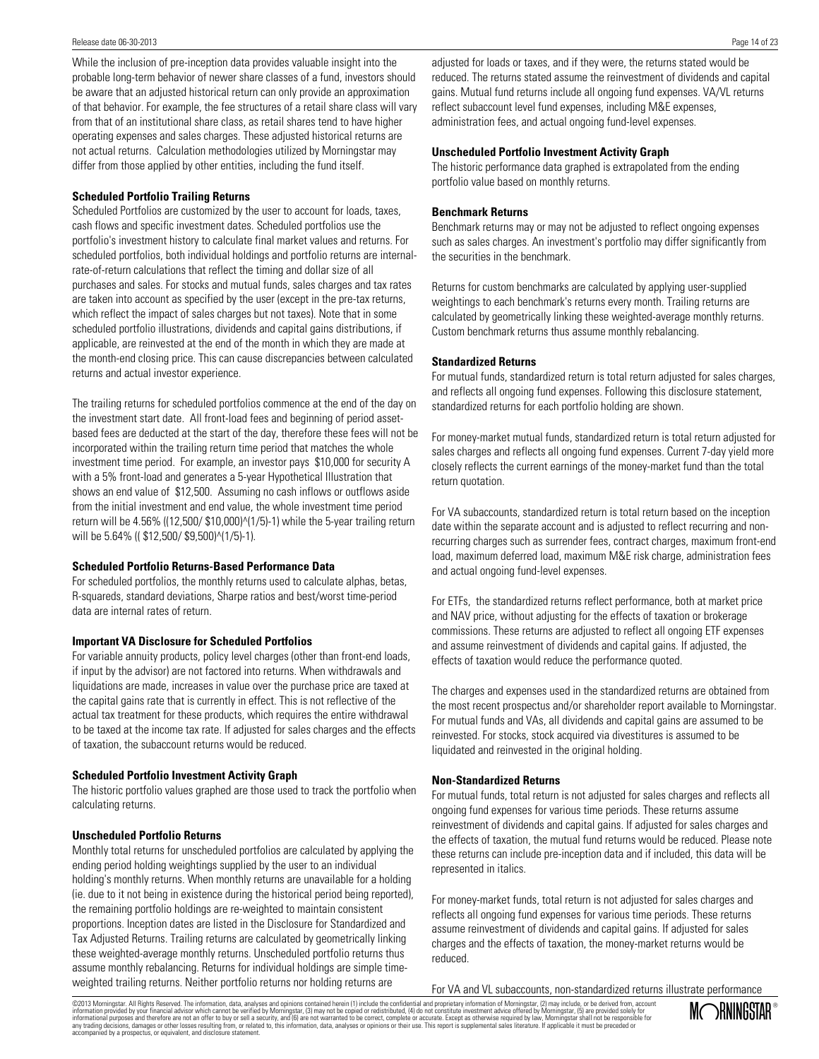While the inclusion of pre-inception data provides valuable insight into the probable long-term behavior of newer share classes of a fund, investors should be aware that an adjusted historical return can only provide an approximation of that behavior. For example, the fee structures of a retail share class will vary from that of an institutional share class, as retail shares tend to have higher operating expenses and sales charges. These adjusted historical returns are not actual returns. Calculation methodologies utilized by Morningstar may differ from those applied by other entities, including the fund itself.

**Scheduled Portfolio Trailing Returns**

Scheduled Portfolios are customized by the user to account for loads, taxes, cash flows and specific investment dates. Scheduled portfolios use the portfolio's investment history to calculate final market values and returns. For scheduled portfolios, both individual holdings and portfolio returns are internal-rate-of-return calculations that reflect the timing and dollar size of all purchases and sales. For stocks and mutual funds, sales charges and tax rates are taken into account as specified by the user (except in the pre-tax returns, which reflect the impact of sales charges but not taxes). Note that in some scheduled portfolio illustrations, dividends and capital gains distributions, if applicable, are reinvested at the end of the month in which they are made at the month-end closing price. This can cause discrepancies between calculated returns and actual investor experience.

The trailing returns for scheduled portfolios commence at the end of the day on the investment start date. All front-load fees and beginning of period asset-based fees are deducted at the start of the day, therefore these fees will not be incorporated within the trailing return time period that matches the whole investment time period. For example, an investor pays $10,000 for security A with a 5% front-load and generates a 5-year Hypothetical Illustration that shows an end value of $12,500. Assuming no cash inflows or outflows aside from the initial investment and end value, the whole investment time period return will be 4.56% ((12,500/ $10,000)^(1/5)-1) while the 5-year trailing return will be 5.64% (( $12,500/ $9,500)^(1/5)-1).

**Scheduled Portfolio Returns-Based Performance Data**

For scheduled portfolios, the monthly returns used to calculate alphas, betas, R-squareds, standard deviations, Sharpe ratios and best/worst time-period data are internal rates of return.

**Important VA Disclosure for Scheduled Portfolios**

For variable annuity products, policy level charges (other than front-end loads, if input by the advisor) are not factored into returns. When withdrawals and liquidations are made, increases in value over the purchase price are taxed at the capital gains rate that is currently in effect. This is not reflective of the actual tax treatment for these products, which requires the entire withdrawal to be taxed at the income tax rate. If adjusted for sales charges and the effects of taxation, the subaccount returns would be reduced.

**Scheduled Portfolio Investment Activity Graph**

The historic portfolio values graphed are those used to track the portfolio when calculating returns.

**Unscheduled Portfolio Returns**

Monthly total returns for unscheduled portfolios are calculated by applying the ending period holding weightings supplied by the user to an individual holding's monthly returns. When monthly returns are unavailable for a holding (ie. due to it not being in existence during the historical period being reported), the remaining portfolio holdings are re-weighted to maintain consistent proportions. Inception dates are listed in the Disclosure for Standardized and Tax Adjusted Returns. Trailing returns are calculated by geometrically linking these weighted-average monthly returns. Unscheduled portfolio returns thus assume monthly rebalancing. Returns for individual holdings are simple time-weighted trailing returns. Neither portfolio returns nor holding returns are adjusted for loads or taxes, and if they were, the returns stated would be reduced. The returns stated assume the reinvestment of dividends and capital gains. Mutual fund returns include all ongoing fund expenses. VA/VL returns reflect subaccount level fund expenses, including M&E expenses, administration fees, and actual ongoing fund-level expenses.

**Unscheduled Portfolio Investment Activity Graph**

The historic performance data graphed is extrapolated from the ending portfolio value based on monthly returns.

**Benchmark Returns**

Benchmark returns may or may not be adjusted to reflect ongoing expenses such as sales charges. An investment's portfolio may differ significantly from the securities in the benchmark.

Returns for custom benchmarks are calculated by applying user-supplied weightings to each benchmark's returns every month. Trailing returns are calculated by geometrically linking these weighted-average monthly returns. Custom benchmark returns thus assume monthly rebalancing.

**Standardized Returns**

For mutual funds, standardized return is total return adjusted for sales charges, and reflects all ongoing fund expenses. Following this disclosure statement, standardized returns for each portfolio holding are shown.

For money-market mutual funds, standardized return is total return adjusted for sales charges and reflects all ongoing fund expenses. Current 7-day yield more closely reflects the current earnings of the money-market fund than the total return quotation.

For VA subaccounts, standardized return is total return based on the inception date within the separate account and is adjusted to reflect recurring and non-recurring charges such as surrender fees, contract charges, maximum front-end load, maximum deferred load, maximum M&E risk charge, administration fees and actual ongoing fund-level expenses.

For ETFs, the standardized returns reflect performance, both at market price and NAV price, without adjusting for the effects of taxation or brokerage commissions. These returns are adjusted to reflect all ongoing ETF expenses and assume reinvestment of dividends and capital gains. If adjusted, the effects of taxation would reduce the performance quoted.

The charges and expenses used in the standardized returns are obtained from the most recent prospectus and/or shareholder report available to Morningstar. For mutual funds and VAs, all dividends and capital gains are assumed to be reinvested. For stocks, stock acquired via divestitures is assumed to be liquidated and reinvested in the original holding.

**Non-Standardized Returns**

For mutual funds, total return is not adjusted for sales charges and reflects all ongoing fund expenses for various time periods. These returns assume reinvestment of dividends and capital gains. If adjusted for sales charges and the effects of taxation, the mutual fund returns would be reduced. Please note these returns can include pre-inception data and if included, this data will be represented in italics.

For money-market funds, total return is not adjusted for sales charges and reflects all ongoing fund expenses for various time periods. These returns assume reinvestment of dividends and capital gains. If adjusted for sales charges and the effects of taxation, the money-market returns would be reduced.

For VA and VL subaccounts, non-standardized returns illustrate performance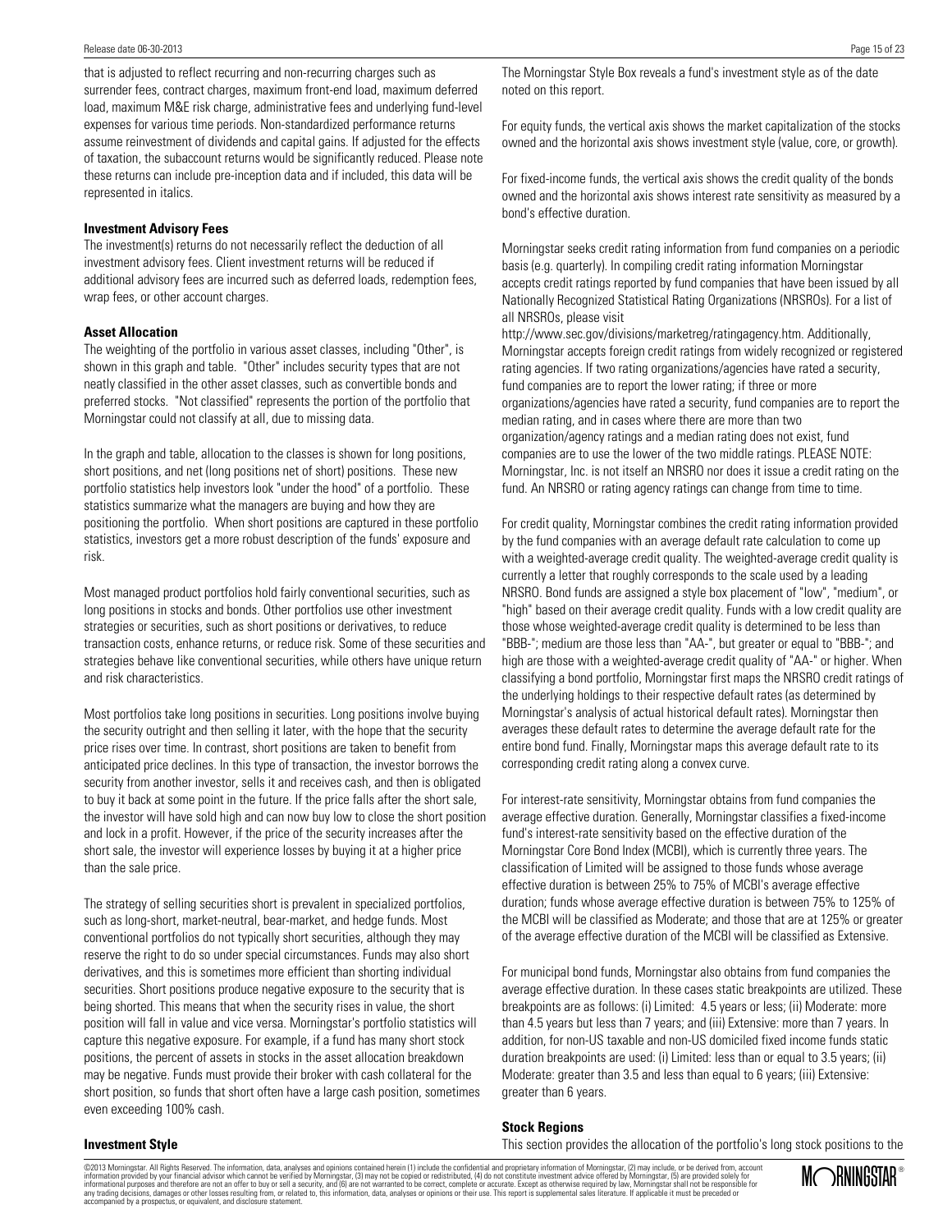that is adjusted to reflect recurring and non-recurring charges such as surrender fees, contract charges, maximum front-end load, maximum deferred load, maximum M&E risk charge, administrative fees and underlying fund-level expenses for various time periods. Non-standardized performance returns assume reinvestment of dividends and capital gains. If adjusted for the effects of taxation, the subaccount returns would be significantly reduced. Please note these returns can include pre-inception data and if included, this data will be represented in italics.

**Investment Advisory Fees**

The investment(s) returns do not necessarily reflect the deduction of all investment advisory fees. Client investment returns will be reduced if additional advisory fees are incurred such as deferred loads, redemption fees, wrap fees, or other account charges.

**Asset Allocation**

The weighting of the portfolio in various asset classes, including "Other", is shown in this graph and table. "Other" includes security types that are not neatly classified in the other asset classes, such as convertible bonds and preferred stocks. "Not classified" represents the portion of the portfolio that Morningstar could not classify at all, due to missing data.

In the graph and table, allocation to the classes is shown for long positions, short positions, and net (long positions net of short) positions. These new portfolio statistics help investors look "under the hood" of a portfolio. These statistics summarize what the managers are buying and how they are positioning the portfolio. When short positions are captured in these portfolio statistics, investors get a more robust description of the funds' exposure and risk.

Most managed product portfolios hold fairly conventional securities, such as long positions in stocks and bonds. Other portfolios use other investment strategies or securities, such as short positions or derivatives, to reduce transaction costs, enhance returns, or reduce risk. Some of these securities and strategies behave like conventional securities, while others have unique return and risk characteristics.

Most portfolios take long positions in securities. Long positions involve buying the security outright and then selling it later, with the hope that the security price rises over time. In contrast, short positions are taken to benefit from anticipated price declines. In this type of transaction, the investor borrows the security from another investor, sells it and receives cash, and then is obligated to buy it back at some point in the future. If the price falls after the short sale, the investor will have sold high and can now buy low to close the short position and lock in a profit. However, if the price of the security increases after the short sale, the investor will experience losses by buying it at a higher price than the sale price.

The strategy of selling securities short is prevalent in specialized portfolios, such as long-short, market-neutral, bear-market, and hedge funds. Most conventional portfolios do not typically short securities, although they may reserve the right to do so under special circumstances. Funds may also short derivatives, and this is sometimes more efficient than shorting individual securities. Short positions produce negative exposure to the security that is being shorted. This means that when the security rises in value, the short position will fall in value and vice versa. Morningstar's portfolio statistics will capture this negative exposure. For example, if a fund has many short stock positions, the percent of assets in stocks in the asset allocation breakdown may be negative. Funds must provide their broker with cash collateral for the short position, so funds that short often have a large cash position, sometimes even exceeding 100% cash.

**Investment Style**

The Morningstar Style Box reveals a fund's investment style as of the date noted on this report.

For equity funds, the vertical axis shows the market capitalization of the stocks owned and the horizontal axis shows investment style (value, core, or growth).

For fixed-income funds, the vertical axis shows the credit quality of the bonds owned and the horizontal axis shows interest rate sensitivity as measured by a bond's effective duration.

Morningstar seeks credit rating information from fund companies on a periodic basis (e.g. quarterly). In compiling credit rating information Morningstar accepts credit ratings reported by fund companies that have been issued by all Nationally Recognized Statistical Rating Organizations (NRSROs). For a list of all NRSROs, please visit http://www.sec.gov/divisions/marketreg/ratingagency.htm. Additionally, Morningstar accepts foreign credit ratings from widely recognized or registered rating agencies. If two rating organizations/agencies have rated a security, fund companies are to report the lower rating; if three or more organizations/agencies have rated a security, fund companies are to report the median rating, and in cases where there are more than two organization/agency ratings and a median rating does not exist, fund companies are to use the lower of the two middle ratings. PLEASE NOTE: Morningstar, Inc. is not itself an NRSRO nor does it issue a credit rating on the fund. An NRSRO or rating agency ratings can change from time to time.

For credit quality, Morningstar combines the credit rating information provided by the fund companies with an average default rate calculation to come up with a weighted-average credit quality. The weighted-average credit quality is currently a letter that roughly corresponds to the scale used by a leading NRSRO. Bond funds are assigned a style box placement of "low", "medium", or "high" based on their average credit quality. Funds with a low credit quality are those whose weighted-average credit quality is determined to be less than "BBB-"; medium are those less than "AA-", but greater or equal to "BBB-"; and high are those with a weighted-average credit quality of "AA-" or higher. When classifying a bond portfolio, Morningstar first maps the NRSRO credit ratings of the underlying holdings to their respective default rates (as determined by Morningstar's analysis of actual historical default rates). Morningstar then averages these default rates to determine the average default rate for the entire bond fund. Finally, Morningstar maps this average default rate to its corresponding credit rating along a convex curve.

For interest-rate sensitivity, Morningstar obtains from fund companies the average effective duration. Generally, Morningstar classifies a fixed-income fund's interest-rate sensitivity based on the effective duration of the Morningstar Core Bond Index (MCBI), which is currently three years. The classification of Limited will be assigned to those funds whose average effective duration is between 25% to 75% of MCBI's average effective duration; funds whose average effective duration is between 75% to 125% of the MCBI will be classified as Moderate; and those that are at 125% or greater of the average effective duration of the MCBI will be classified as Extensive.

For municipal bond funds, Morningstar also obtains from fund companies the average effective duration. In these cases static breakpoints are utilized. These breakpoints are as follows: (i) Limited: 4.5 years or less; (ii) Moderate: more than 4.5 years but less than 7 years; and (iii) Extensive: more than 7 years. In addition, for non-US taxable and non-US domiciled fixed income funds static duration breakpoints are used: (i) Limited: less than or equal to 3.5 years; (ii) Moderate: greater than 3.5 and less than equal to 6 years; (iii) Extensive: greater than 6 years.

**Stock Regions**

This section provides the allocation of the portfolio's long stock positions to the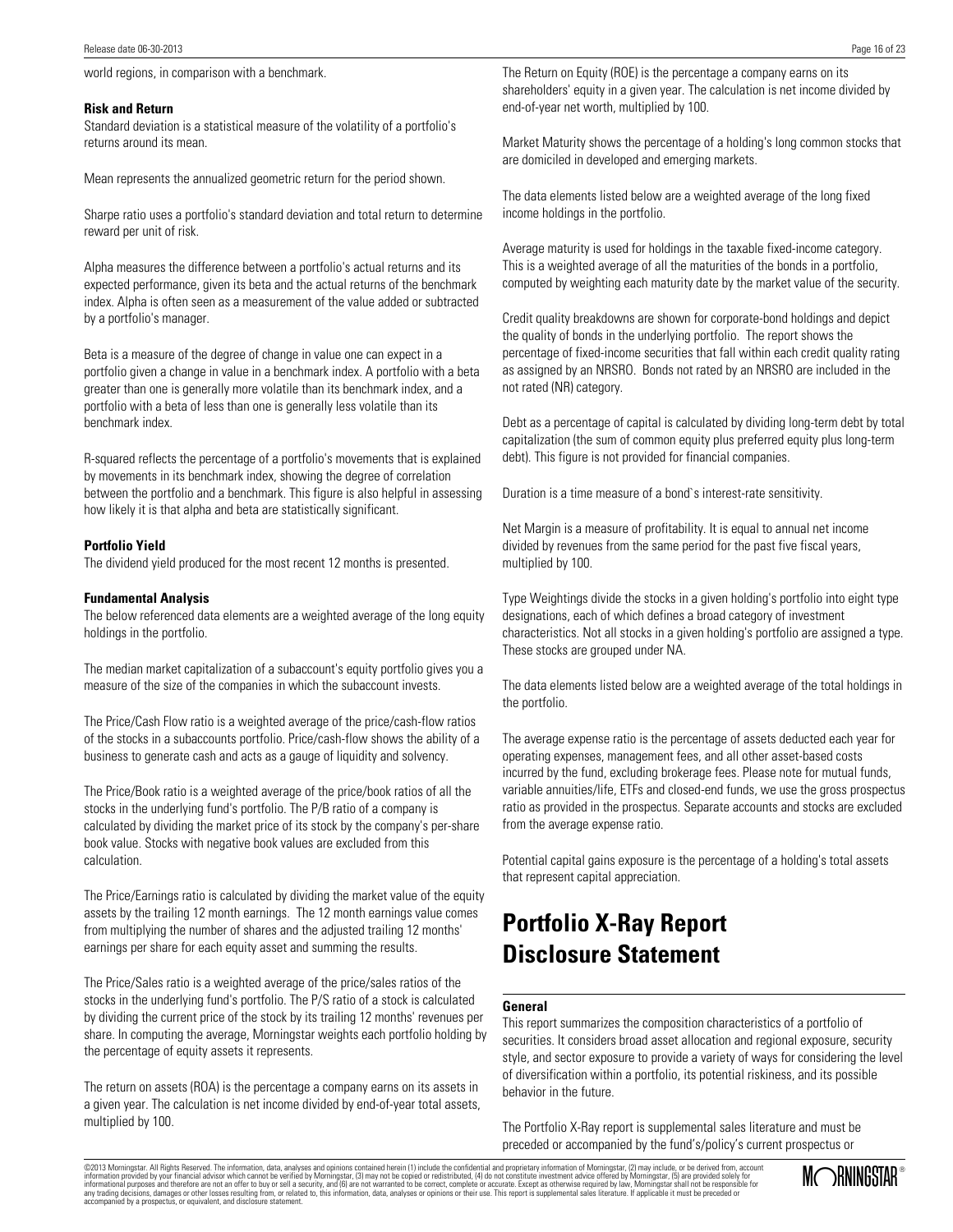world regions, in comparison with a benchmark.

**Risk and Return**

Standard deviation is a statistical measure of the volatility of a portfolio's returns around its mean.

Mean represents the annualized geometric return for the period shown.

Sharpe ratio uses a portfolio's standard deviation and total return to determine reward per unit of risk.

Alpha measures the difference between a portfolio's actual returns and its expected performance, given its beta and the actual returns of the benchmark index. Alpha is often seen as a measurement of the value added or subtracted by a portfolio's manager.

Beta is a measure of the degree of change in value one can expect in a portfolio given a change in value in a benchmark index. A portfolio with a beta greater than one is generally more volatile than its benchmark index, and a portfolio with a beta of less than one is generally less volatile than its benchmark index.

R-squared reflects the percentage of a portfolio's movements that is explained by movements in its benchmark index, showing the degree of correlation between the portfolio and a benchmark. This figure is also helpful in assessing how likely it is that alpha and beta are statistically significant.

**Portfolio Yield**

The dividend yield produced for the most recent 12 months is presented.

**Fundamental Analysis**

The below referenced data elements are a weighted average of the long equity holdings in the portfolio.

The median market capitalization of a subaccount's equity portfolio gives you a measure of the size of the companies in which the subaccount invests.

The Price/Cash Flow ratio is a weighted average of the price/cash-flow ratios of the stocks in a subaccounts portfolio. Price/cash-flow shows the ability of a business to generate cash and acts as a gauge of liquidity and solvency.

The Price/Book ratio is a weighted average of the price/book ratios of all the stocks in the underlying fund's portfolio. The P/B ratio of a company is calculated by dividing the market price of its stock by the company's per-share book value. Stocks with negative book values are excluded from this calculation.

The Price/Earnings ratio is calculated by dividing the market value of the equity assets by the trailing 12 month earnings. The 12 month earnings value comes from multiplying the number of shares and the adjusted trailing 12 months' earnings per share for each equity asset and summing the results.

The Price/Sales ratio is a weighted average of the price/sales ratios of the stocks in the underlying fund's portfolio. The P/S ratio of a stock is calculated by dividing the current price of the stock by its trailing 12 months' revenues per share. In computing the average, Morningstar weights each portfolio holding by the percentage of equity assets it represents.

The return on assets (ROA) is the percentage a company earns on its assets in a given year. The calculation is net income divided by end-of-year total assets, multiplied by 100.

The Return on Equity (ROE) is the percentage a company earns on its shareholders' equity in a given year. The calculation is net income divided by end-of-year net worth, multiplied by 100.

Market Maturity shows the percentage of a holding's long common stocks that are domiciled in developed and emerging markets.

The data elements listed below are a weighted average of the long fixed income holdings in the portfolio.

Average maturity is used for holdings in the taxable fixed-income category. This is a weighted average of all the maturities of the bonds in a portfolio, computed by weighting each maturity date by the market value of the security.

Credit quality breakdowns are shown for corporate-bond holdings and depict the quality of bonds in the underlying portfolio. The report shows the percentage of fixed-income securities that fall within each credit quality rating as assigned by an NRSRO. Bonds not rated by an NRSRO are included in the not rated (NR) category.

Debt as a percentage of capital is calculated by dividing long-term debt by total capitalization (the sum of common equity plus preferred equity plus long-term debt). This figure is not provided for financial companies.

Duration is a time measure of a bond`s interest-rate sensitivity.

Net Margin is a measure of profitability. It is equal to annual net income divided by revenues from the same period for the past five fiscal years, multiplied by 100.

Type Weightings divide the stocks in a given holding's portfolio into eight type designations, each of which defines a broad category of investment characteristics. Not all stocks in a given holding's portfolio are assigned a type. These stocks are grouped under NA.

The data elements listed below are a weighted average of the total holdings in the portfolio.

The average expense ratio is the percentage of assets deducted each year for operating expenses, management fees, and all other asset-based costs incurred by the fund, excluding brokerage fees. Please note for mutual funds, variable annuities/life, ETFs and closed-end funds, we use the gross prospectus ratio as provided in the prospectus. Separate accounts and stocks are excluded from the average expense ratio.

Potential capital gains exposure is the percentage of a holding's total assets that represent capital appreciation.

# Portfolio X-Ray Report Disclosure Statement

**General**

This report summarizes the composition characteristics of a portfolio of securities. It considers broad asset allocation and regional exposure, security style, and sector exposure to provide a variety of ways for considering the level of diversification within a portfolio, its potential riskiness, and its possible behavior in the future.

The Portfolio X-Ray report is supplemental sales literature and must be preceded or accompanied by the fund's/policy's current prospectus or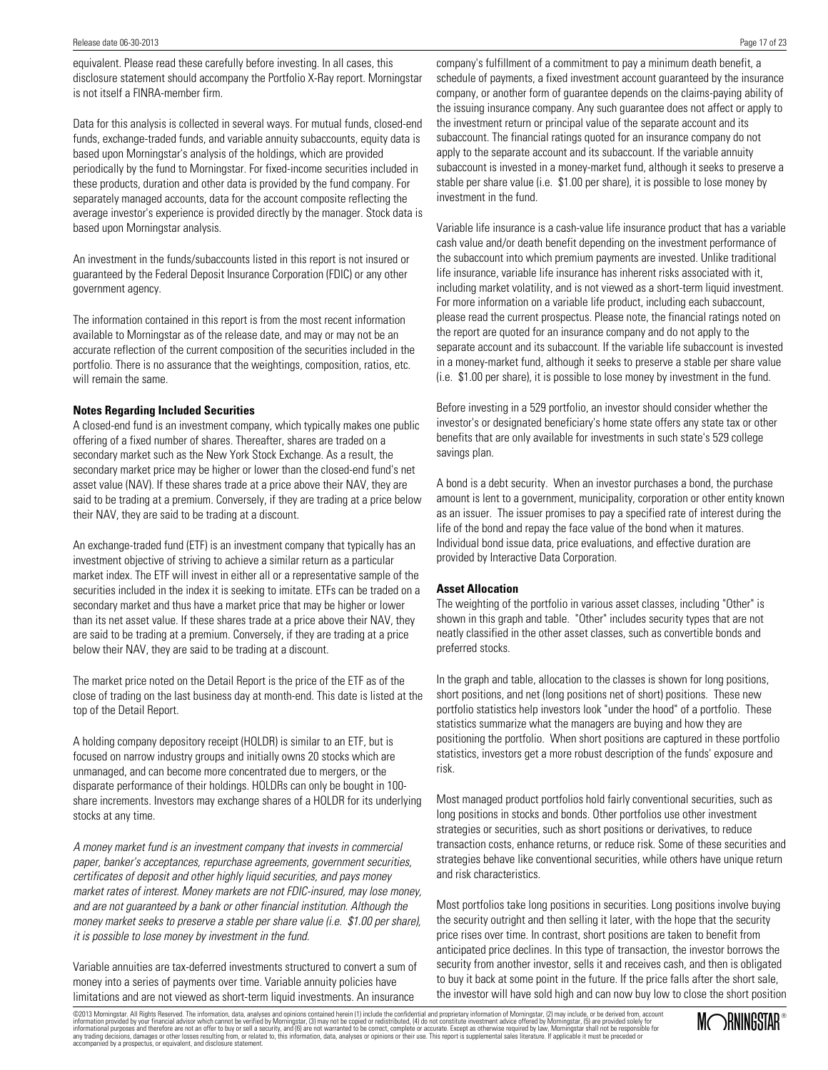equivalent. Please read these carefully before investing. In all cases, this disclosure statement should accompany the Portfolio X-Ray report. Morningstar is not itself a FINRA-member firm.

Data for this analysis is collected in several ways. For mutual funds, closed-end funds, exchange-traded funds, and variable annuity subaccounts, equity data is based upon Morningstar's analysis of the holdings, which are provided periodically by the fund to Morningstar. For fixed-income securities included in these products, duration and other data is provided by the fund company. For separately managed accounts, data for the account composite reflecting the average investor's experience is provided directly by the manager. Stock data is based upon Morningstar analysis.

An investment in the funds/subaccounts listed in this report is not insured or guaranteed by the Federal Deposit Insurance Corporation (FDIC) or any other government agency.

The information contained in this report is from the most recent information available to Morningstar as of the release date, and may or may not be an accurate reflection of the current composition of the securities included in the portfolio. There is no assurance that the weightings, composition, ratios, etc. will remain the same.

**Notes Regarding Included Securities**

A closed-end fund is an investment company, which typically makes one public offering of a fixed number of shares. Thereafter, shares are traded on a secondary market such as the New York Stock Exchange. As a result, the secondary market price may be higher or lower than the closed-end fund's net asset value (NAV). If these shares trade at a price above their NAV, they are said to be trading at a premium. Conversely, if they are trading at a price below their NAV, they are said to be trading at a discount.

An exchange-traded fund (ETF) is an investment company that typically has an investment objective of striving to achieve a similar return as a particular market index. The ETF will invest in either all or a representative sample of the securities included in the index it is seeking to imitate. ETFs can be traded on a secondary market and thus have a market price that may be higher or lower than its net asset value. If these shares trade at a price above their NAV, they are said to be trading at a premium. Conversely, if they are trading at a price below their NAV, they are said to be trading at a discount.

The market price noted on the Detail Report is the price of the ETF as of the close of trading on the last business day at month-end. This date is listed at the top of the Detail Report.

A holding company depository receipt (HOLDR) is similar to an ETF, but is focused on narrow industry groups and initially owns 20 stocks which are unmanaged, and can become more concentrated due to mergers, or the disparate performance of their holdings. HOLDRs can only be bought in 100-share increments. Investors may exchange shares of a HOLDR for its underlying stocks at any time.

*A money market fund is an investment company that invests in commercial paper, banker's acceptances, repurchase agreements, government securities, certificates of deposit and other highly liquid securities, and pays money market rates of interest. Money markets are not FDIC-insured, may lose money, and are not guaranteed by a bank or other financial institution. Although the money market seeks to preserve a stable per share value (i.e. $1.00 per share), it is possible to lose money by investment in the fund.*

Variable annuities are tax-deferred investments structured to convert a sum of money into a series of payments over time. Variable annuity policies have limitations and are not viewed as short-term liquid investments. An insurance company's fulfillment of a commitment to pay a minimum death benefit, a schedule of payments, a fixed investment account guaranteed by the insurance company, or another form of guarantee depends on the claims-paying ability of the issuing insurance company. Any such guarantee does not affect or apply to the investment return or principal value of the separate account and its subaccount. The financial ratings quoted for an insurance company do not apply to the separate account and its subaccount. If the variable annuity subaccount is invested in a money-market fund, although it seeks to preserve a stable per share value (i.e. $1.00 per share), it is possible to lose money by investment in the fund.

Variable life insurance is a cash-value life insurance product that has a variable cash value and/or death benefit depending on the investment performance of the subaccount into which premium payments are invested. Unlike traditional life insurance, variable life insurance has inherent risks associated with it, including market volatility, and is not viewed as a short-term liquid investment. For more information on a variable life product, including each subaccount, please read the current prospectus. Please note, the financial ratings noted on the report are quoted for an insurance company and do not apply to the separate account and its subaccount. If the variable life subaccount is invested in a money-market fund, although it seeks to preserve a stable per share value (i.e. $1.00 per share), it is possible to lose money by investment in the fund.

Before investing in a 529 portfolio, an investor should consider whether the investor's or designated beneficiary's home state offers any state tax or other benefits that are only available for investments in such state's 529 college savings plan.

A bond is a debt security. When an investor purchases a bond, the purchase amount is lent to a government, municipality, corporation or other entity known as an issuer. The issuer promises to pay a specified rate of interest during the life of the bond and repay the face value of the bond when it matures. Individual bond issue data, price evaluations, and effective duration are provided by Interactive Data Corporation.

**Asset Allocation**

The weighting of the portfolio in various asset classes, including "Other" is shown in this graph and table. "Other" includes security types that are not neatly classified in the other asset classes, such as convertible bonds and preferred stocks.

In the graph and table, allocation to the classes is shown for long positions, short positions, and net (long positions net of short) positions. These new portfolio statistics help investors look "under the hood" of a portfolio. These statistics summarize what the managers are buying and how they are positioning the portfolio. When short positions are captured in these portfolio statistics, investors get a more robust description of the funds' exposure and risk.

Most managed product portfolios hold fairly conventional securities, such as long positions in stocks and bonds. Other portfolios use other investment strategies or securities, such as short positions or derivatives, to reduce transaction costs, enhance returns, or reduce risk. Some of these securities and strategies behave like conventional securities, while others have unique return and risk characteristics.

Most portfolios take long positions in securities. Long positions involve buying the security outright and then selling it later, with the hope that the security price rises over time. In contrast, short positions are taken to benefit from anticipated price declines. In this type of transaction, the investor borrows the security from another investor, sells it and receives cash, and then is obligated to buy it back at some point in the future. If the price falls after the short sale, the investor will have sold high and can now buy low to close the short position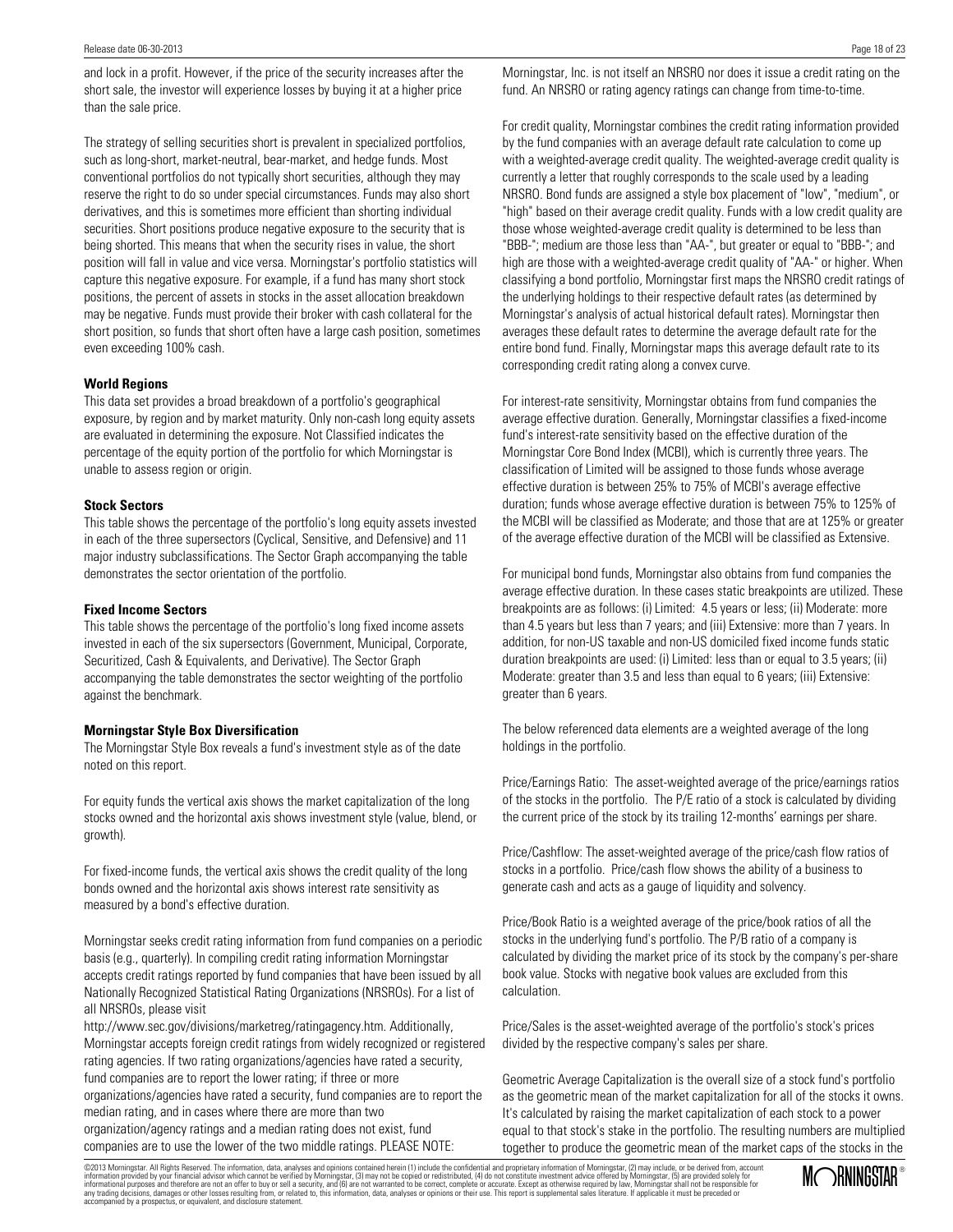and lock in a profit. However, if the price of the security increases after the short sale, the investor will experience losses by buying it at a higher price than the sale price.

The strategy of selling securities short is prevalent in specialized portfolios, such as long-short, market-neutral, bear-market, and hedge funds. Most conventional portfolios do not typically short securities, although they may reserve the right to do so under special circumstances. Funds may also short derivatives, and this is sometimes more efficient than shorting individual securities. Short positions produce negative exposure to the security that is being shorted. This means that when the security rises in value, the short position will fall in value and vice versa. Morningstar's portfolio statistics will capture this negative exposure. For example, if a fund has many short stock positions, the percent of assets in stocks in the asset allocation breakdown may be negative. Funds must provide their broker with cash collateral for the short position, so funds that short often have a large cash position, sometimes even exceeding 100% cash.

**World Regions**

This data set provides a broad breakdown of a portfolio's geographical exposure, by region and by market maturity. Only non-cash long equity assets are evaluated in determining the exposure. Not Classified indicates the percentage of the equity portion of the portfolio for which Morningstar is unable to assess region or origin.

**Stock Sectors**

This table shows the percentage of the portfolio's long equity assets invested in each of the three supersectors (Cyclical, Sensitive, and Defensive) and 11 major industry subclassifications. The Sector Graph accompanying the table demonstrates the sector orientation of the portfolio.

**Fixed Income Sectors**

This table shows the percentage of the portfolio's long fixed income assets invested in each of the six supersectors (Government, Municipal, Corporate, Securitized, Cash & Equivalents, and Derivative). The Sector Graph accompanying the table demonstrates the sector weighting of the portfolio against the benchmark.

**Morningstar Style Box Diversification**

The Morningstar Style Box reveals a fund's investment style as of the date noted on this report.

For equity funds the vertical axis shows the market capitalization of the long stocks owned and the horizontal axis shows investment style (value, blend, or growth).

For fixed-income funds, the vertical axis shows the credit quality of the long bonds owned and the horizontal axis shows interest rate sensitivity as measured by a bond's effective duration.

Morningstar seeks credit rating information from fund companies on a periodic basis (e.g., quarterly). In compiling credit rating information Morningstar accepts credit ratings reported by fund companies that have been issued by all Nationally Recognized Statistical Rating Organizations (NRSROs). For a list of all NRSROs, please visit http://www.sec.gov/divisions/marketreg/ratingagency.htm. Additionally, Morningstar accepts foreign credit ratings from widely recognized or registered rating agencies. If two rating organizations/agencies have rated a security, fund companies are to report the lower rating; if three or more organizations/agencies have rated a security, fund companies are to report the median rating, and in cases where there are more than two organization/agency ratings and a median rating does not exist, fund companies are to use the lower of the two middle ratings. PLEASE NOTE: Morningstar, Inc. is not itself an NRSRO nor does it issue a credit rating on the fund. An NRSRO or rating agency ratings can change from time-to-time.

For credit quality, Morningstar combines the credit rating information provided by the fund companies with an average default rate calculation to come up with a weighted-average credit quality. The weighted-average credit quality is currently a letter that roughly corresponds to the scale used by a leading NRSRO. Bond funds are assigned a style box placement of "low", "medium", or "high" based on their average credit quality. Funds with a low credit quality are those whose weighted-average credit quality is determined to be less than "BBB-"; medium are those less than "AA-", but greater or equal to "BBB-"; and high are those with a weighted-average credit quality of "AA-" or higher. When classifying a bond portfolio, Morningstar first maps the NRSRO credit ratings of the underlying holdings to their respective default rates (as determined by Morningstar's analysis of actual historical default rates). Morningstar then averages these default rates to determine the average default rate for the entire bond fund. Finally, Morningstar maps this average default rate to its corresponding credit rating along a convex curve.

For interest-rate sensitivity, Morningstar obtains from fund companies the average effective duration. Generally, Morningstar classifies a fixed-income fund's interest-rate sensitivity based on the effective duration of the Morningstar Core Bond Index (MCBI), which is currently three years. The classification of Limited will be assigned to those funds whose average effective duration is between 25% to 75% of MCBI's average effective duration; funds whose average effective duration is between 75% to 125% of the MCBI will be classified as Moderate; and those that are at 125% or greater of the average effective duration of the MCBI will be classified as Extensive.

For municipal bond funds, Morningstar also obtains from fund companies the average effective duration. In these cases static breakpoints are utilized. These breakpoints are as follows: (i) Limited: 4.5 years or less; (ii) Moderate: more than 4.5 years but less than 7 years; and (iii) Extensive: more than 7 years. In addition, for non-US taxable and non-US domiciled fixed income funds static duration breakpoints are used: (i) Limited: less than or equal to 3.5 years; (ii) Moderate: greater than 3.5 and less than equal to 6 years; (iii) Extensive: greater than 6 years.

The below referenced data elements are a weighted average of the long holdings in the portfolio.

Price/Earnings Ratio: The asset-weighted average of the price/earnings ratios of the stocks in the portfolio. The P/E ratio of a stock is calculated by dividing the current price of the stock by its trailing 12-months' earnings per share.

Price/Cashflow: The asset-weighted average of the price/cash flow ratios of stocks in a portfolio. Price/cash flow shows the ability of a business to generate cash and acts as a gauge of liquidity and solvency.

Price/Book Ratio is a weighted average of the price/book ratios of all the stocks in the underlying fund's portfolio. The P/B ratio of a company is calculated by dividing the market price of its stock by the company's per-share book value. Stocks with negative book values are excluded from this calculation.

Price/Sales is the asset-weighted average of the portfolio's stock's prices divided by the respective company's sales per share.

Geometric Average Capitalization is the overall size of a stock fund's portfolio as the geometric mean of the market capitalization for all of the stocks it owns. It's calculated by raising the market capitalization of each stock to a power equal to that stock's stake in the portfolio. The resulting numbers are multiplied together to produce the geometric mean of the market caps of the stocks in the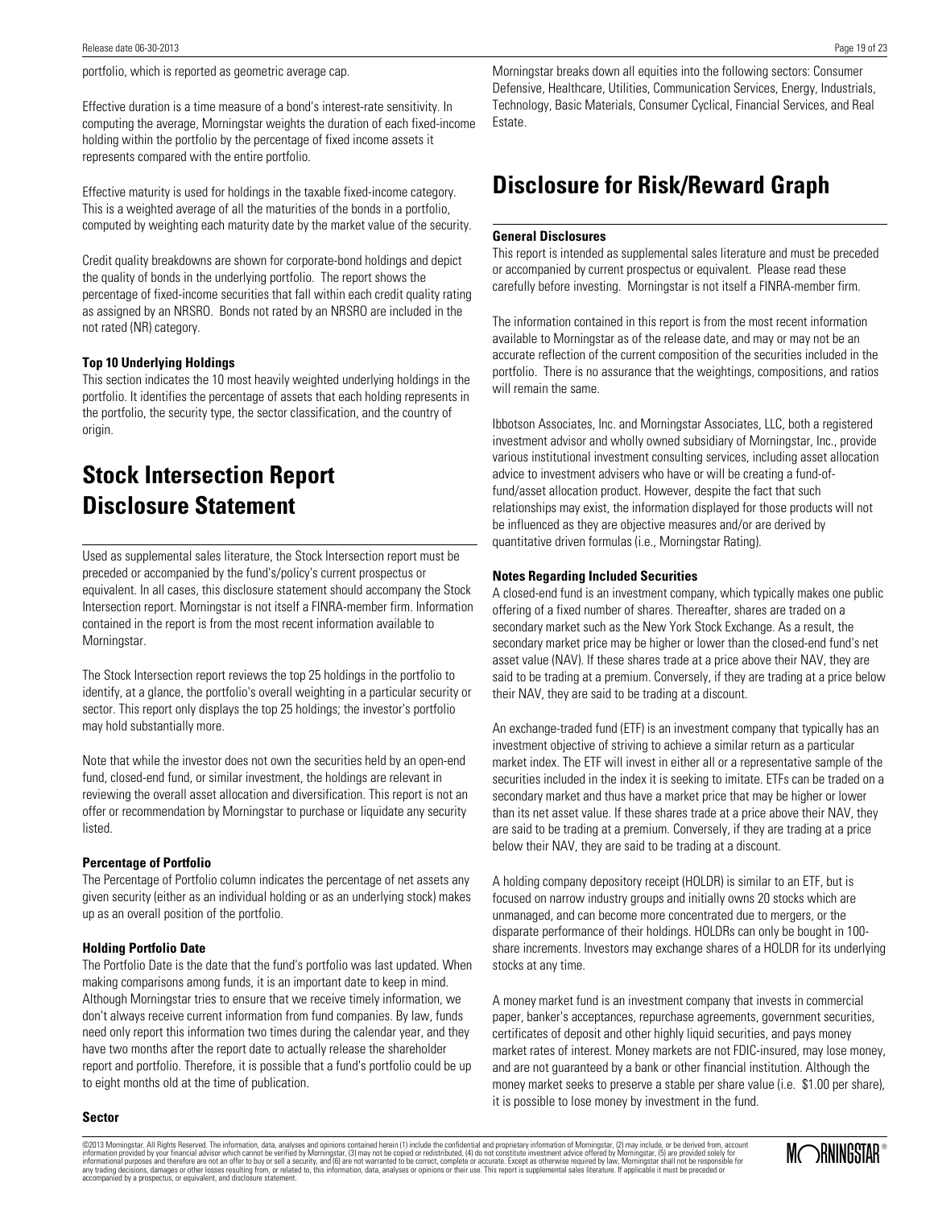portfolio, which is reported as geometric average cap.

Effective duration is a time measure of a bond's interest-rate sensitivity. In computing the average, Morningstar weights the duration of each fixed-income holding within the portfolio by the percentage of fixed income assets it represents compared with the entire portfolio.

Effective maturity is used for holdings in the taxable fixed-income category. This is a weighted average of all the maturities of the bonds in a portfolio, computed by weighting each maturity date by the market value of the security.

Credit quality breakdowns are shown for corporate-bond holdings and depict the quality of bonds in the underlying portfolio. The report shows the percentage of fixed-income securities that fall within each credit quality rating as assigned by an NRSRO. Bonds not rated by an NRSRO are included in the not rated (NR) category.

**Top 10 Underlying Holdings**
This section indicates the 10 most heavily weighted underlying holdings in the portfolio. It identifies the percentage of assets that each holding represents in the portfolio, the security type, the sector classification, and the country of origin.

# Stock Intersection Report Disclosure Statement

Used as supplemental sales literature, the Stock Intersection report must be preceded or accompanied by the fund's/policy's current prospectus or equivalent. In all cases, this disclosure statement should accompany the Stock Intersection report. Morningstar is not itself a FINRA-member firm. Information contained in the report is from the most recent information available to Morningstar.

The Stock Intersection report reviews the top 25 holdings in the portfolio to identify, at a glance, the portfolio's overall weighting in a particular security or sector. This report only displays the top 25 holdings; the investor's portfolio may hold substantially more.

Note that while the investor does not own the securities held by an open-end fund, closed-end fund, or similar investment, the holdings are relevant in reviewing the overall asset allocation and diversification. This report is not an offer or recommendation by Morningstar to purchase or liquidate any security listed.

**Percentage of Portfolio**
The Percentage of Portfolio column indicates the percentage of net assets any given security (either as an individual holding or as an underlying stock) makes up as an overall position of the portfolio.

**Holding Portfolio Date**
The Portfolio Date is the date that the fund's portfolio was last updated. When making comparisons among funds, it is an important date to keep in mind. Although Morningstar tries to ensure that we receive timely information, we don't always receive current information from fund companies. By law, funds need only report this information two times during the calendar year, and they have two months after the report date to actually release the shareholder report and portfolio. Therefore, it is possible that a fund's portfolio could be up to eight months old at the time of publication.

**Sector**
Morningstar breaks down all equities into the following sectors: Consumer Defensive, Healthcare, Utilities, Communication Services, Energy, Industrials, Technology, Basic Materials, Consumer Cyclical, Financial Services, and Real Estate.

# Disclosure for Risk/Reward Graph

**General Disclosures**
This report is intended as supplemental sales literature and must be preceded or accompanied by current prospectus or equivalent. Please read these carefully before investing. Morningstar is not itself a FINRA-member firm.

The information contained in this report is from the most recent information available to Morningstar as of the release date, and may or may not be an accurate reflection of the current composition of the securities included in the portfolio. There is no assurance that the weightings, compositions, and ratios will remain the same.

Ibbotson Associates, Inc. and Morningstar Associates, LLC, both a registered investment advisor and wholly owned subsidiary of Morningstar, Inc., provide various institutional investment consulting services, including asset allocation advice to investment advisers who have or will be creating a fund-of-fund/asset allocation product. However, despite the fact that such relationships may exist, the information displayed for those products will not be influenced as they are objective measures and/or are derived by quantitative driven formulas (i.e., Morningstar Rating).

**Notes Regarding Included Securities**
A closed-end fund is an investment company, which typically makes one public offering of a fixed number of shares. Thereafter, shares are traded on a secondary market such as the New York Stock Exchange. As a result, the secondary market price may be higher or lower than the closed-end fund's net asset value (NAV). If these shares trade at a price above their NAV, they are said to be trading at a premium. Conversely, if they are trading at a price below their NAV, they are said to be trading at a discount.

An exchange-traded fund (ETF) is an investment company that typically has an investment objective of striving to achieve a similar return as a particular market index. The ETF will invest in either all or a representative sample of the securities included in the index it is seeking to imitate. ETFs can be traded on a secondary market and thus have a market price that may be higher or lower than its net asset value. If these shares trade at a price above their NAV, they are said to be trading at a premium. Conversely, if they are trading at a price below their NAV, they are said to be trading at a discount.

A holding company depository receipt (HOLDR) is similar to an ETF, but is focused on narrow industry groups and initially owns 20 stocks which are unmanaged, and can become more concentrated due to mergers, or the disparate performance of their holdings. HOLDRs can only be bought in 100-share increments. Investors may exchange shares of a HOLDR for its underlying stocks at any time.

A money market fund is an investment company that invests in commercial paper, banker's acceptances, repurchase agreements, government securities, certificates of deposit and other highly liquid securities, and pays money market rates of interest. Money markets are not FDIC-insured, may lose money, and are not guaranteed by a bank or other financial institution. Although the money market seeks to preserve a stable per share value (i.e. $1.00 per share), it is possible to lose money by investment in the fund.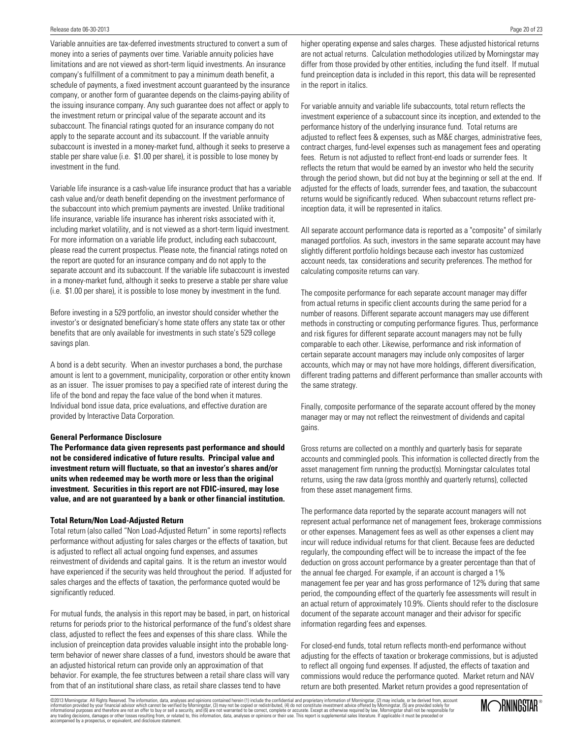Variable annuities are tax-deferred investments structured to convert a sum of money into a series of payments over time. Variable annuity policies have limitations and are not viewed as short-term liquid investments. An insurance company's fulfillment of a commitment to pay a minimum death benefit, a schedule of payments, a fixed investment account guaranteed by the insurance company, or another form of guarantee depends on the claims-paying ability of the issuing insurance company. Any such guarantee does not affect or apply to the investment return or principal value of the separate account and its subaccount. The financial ratings quoted for an insurance company do not apply to the separate account and its subaccount. If the variable annuity subaccount is invested in a money-market fund, although it seeks to preserve a stable per share value (i.e. $1.00 per share), it is possible to lose money by investment in the fund.

Variable life insurance is a cash-value life insurance product that has a variable cash value and/or death benefit depending on the investment performance of the subaccount into which premium payments are invested. Unlike traditional life insurance, variable life insurance has inherent risks associated with it, including market volatility, and is not viewed as a short-term liquid investment. For more information on a variable life product, including each subaccount, please read the current prospectus. Please note, the financial ratings noted on the report are quoted for an insurance company and do not apply to the separate account and its subaccount. If the variable life subaccount is invested in a money-market fund, although it seeks to preserve a stable per share value (i.e. $1.00 per share), it is possible to lose money by investment in the fund.

Before investing in a 529 portfolio, an investor should consider whether the investor's or designated beneficiary's home state offers any state tax or other benefits that are only available for investments in such state's 529 college savings plan.

A bond is a debt security. When an investor purchases a bond, the purchase amount is lent to a government, municipality, corporation or other entity known as an issuer. The issuer promises to pay a specified rate of interest during the life of the bond and repay the face value of the bond when it matures. Individual bond issue data, price evaluations, and effective duration are provided by Interactive Data Corporation.

**General Performance Disclosure**

**The Performance data given represents past performance and should not be considered indicative of future results. Principal value and investment return will fluctuate, so that an investor's shares and/or units when redeemed may be worth more or less than the original investment. Securities in this report are not FDIC-insured, may lose value, and are not guaranteed by a bank or other financial institution.**

**Total Return/Non Load-Adjusted Return**

Total return (also called "Non Load-Adjusted Return" in some reports) reflects performance without adjusting for sales charges or the effects of taxation, but is adjusted to reflect all actual ongoing fund expenses, and assumes reinvestment of dividends and capital gains. It is the return an investor would have experienced if the security was held throughout the period. If adjusted for sales charges and the effects of taxation, the performance quoted would be significantly reduced.

For mutual funds, the analysis in this report may be based, in part, on historical returns for periods prior to the historical performance of the fund's oldest share class, adjusted to reflect the fees and expenses of this share class. While the inclusion of preinception data provides valuable insight into the probable long-term behavior of newer share classes of a fund, investors should be aware that an adjusted historical return can provide only an approximation of that behavior. For example, the fee structures between a retail share class will vary from that of an institutional share class, as retail share classes tend to have higher operating expense and sales charges. These adjusted historical returns are not actual returns. Calculation methodologies utilized by Morningstar may differ from those provided by other entities, including the fund itself. If mutual fund preinception data is included in this report, this data will be represented in the report in italics.

For variable annuity and variable life subaccounts, total return reflects the investment experience of a subaccount since its inception, and extended to the performance history of the underlying insurance fund. Total returns are adjusted to reflect fees & expenses, such as M&E charges, administrative fees, contract charges, fund-level expenses such as management fees and operating fees. Return is not adjusted to reflect front-end loads or surrender fees. It reflects the return that would be earned by an investor who held the security through the period shown, but did not buy at the beginning or sell at the end. If adjusted for the effects of loads, surrender fees, and taxation, the subaccount returns would be significantly reduced. When subaccount returns reflect pre-inception data, it will be represented in italics.

All separate account performance data is reported as a "composite" of similarly managed portfolios. As such, investors in the same separate account may have slightly different portfolio holdings because each investor has customized account needs, tax considerations and security preferences. The method for calculating composite returns can vary.

The composite performance for each separate account manager may differ from actual returns in specific client accounts during the same period for a number of reasons. Different separate account managers may use different methods in constructing or computing performance figures. Thus, performance and risk figures for different separate account managers may not be fully comparable to each other. Likewise, performance and risk information of certain separate account managers may include only composites of larger accounts, which may or may not have more holdings, different diversification, different trading patterns and different performance than smaller accounts with the same strategy.

Finally, composite performance of the separate account offered by the money manager may or may not reflect the reinvestment of dividends and capital gains.

Gross returns are collected on a monthly and quarterly basis for separate accounts and commingled pools. This information is collected directly from the asset management firm running the product(s). Morningstar calculates total returns, using the raw data (gross monthly and quarterly returns), collected from these asset management firms.

The performance data reported by the separate account managers will not represent actual performance net of management fees, brokerage commissions or other expenses. Management fees as well as other expenses a client may incur will reduce individual returns for that client. Because fees are deducted regularly, the compounding effect will be to increase the impact of the fee deduction on gross account performance by a greater percentage than that of the annual fee charged. For example, if an account is charged a 1% management fee per year and has gross performance of 12% during that same period, the compounding effect of the quarterly fee assessments will result in an actual return of approximately 10.9%. Clients should refer to the disclosure document of the separate account manager and their advisor for specific information regarding fees and expenses.

For closed-end funds, total return reflects month-end performance without adjusting for the effects of taxation or brokerage commissions, but is adjusted to reflect all ongoing fund expenses. If adjusted, the effects of taxation and commissions would reduce the performance quoted. Market return and NAV return are both presented. Market return provides a good representation of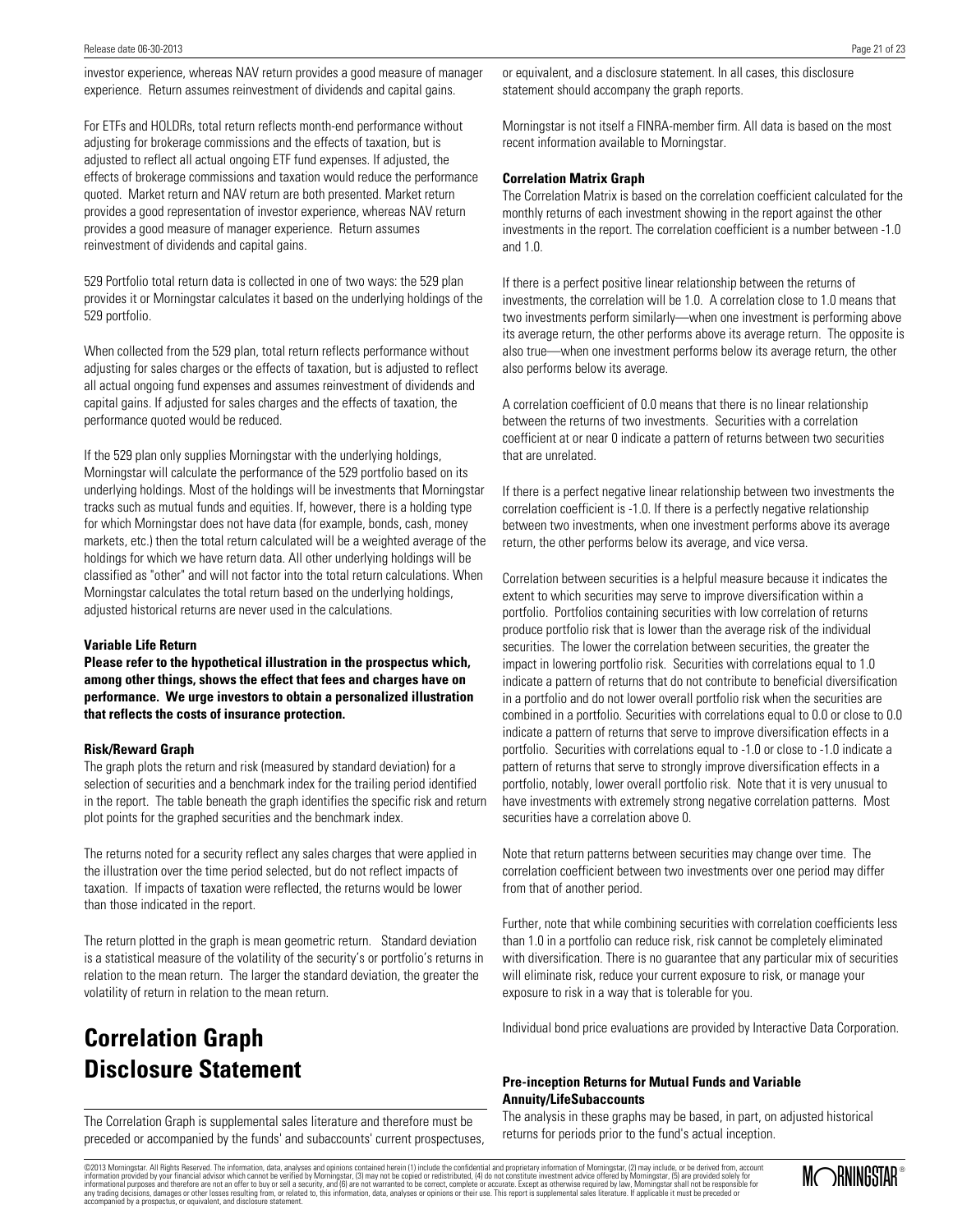investor experience, whereas NAV return provides a good measure of manager experience. Return assumes reinvestment of dividends and capital gains.

For ETFs and HOLDRs, total return reflects month-end performance without adjusting for brokerage commissions and the effects of taxation, but is adjusted to reflect all actual ongoing ETF fund expenses. If adjusted, the effects of brokerage commissions and taxation would reduce the performance quoted. Market return and NAV return are both presented. Market return provides a good representation of investor experience, whereas NAV return provides a good measure of manager experience. Return assumes reinvestment of dividends and capital gains.

529 Portfolio total return data is collected in one of two ways: the 529 plan provides it or Morningstar calculates it based on the underlying holdings of the 529 portfolio.

When collected from the 529 plan, total return reflects performance without adjusting for sales charges or the effects of taxation, but is adjusted to reflect all actual ongoing fund expenses and assumes reinvestment of dividends and capital gains. If adjusted for sales charges and the effects of taxation, the performance quoted would be reduced.

If the 529 plan only supplies Morningstar with the underlying holdings, Morningstar will calculate the performance of the 529 portfolio based on its underlying holdings. Most of the holdings will be investments that Morningstar tracks such as mutual funds and equities. If, however, there is a holding type for which Morningstar does not have data (for example, bonds, cash, money markets, etc.) then the total return calculated will be a weighted average of the holdings for which we have return data. All other underlying holdings will be classified as "other" and will not factor into the total return calculations. When Morningstar calculates the total return based on the underlying holdings, adjusted historical returns are never used in the calculations.

**Variable Life Return**

**Please refer to the hypothetical illustration in the prospectus which, among other things, shows the effect that fees and charges have on performance. We urge investors to obtain a personalized illustration that reflects the costs of insurance protection.**

**Risk/Reward Graph**

The graph plots the return and risk (measured by standard deviation) for a selection of securities and a benchmark index for the trailing period identified in the report. The table beneath the graph identifies the specific risk and return plot points for the graphed securities and the benchmark index.

The returns noted for a security reflect any sales charges that were applied in the illustration over the time period selected, but do not reflect impacts of taxation. If impacts of taxation were reflected, the returns would be lower than those indicated in the report.

The return plotted in the graph is mean geometric return. Standard deviation is a statistical measure of the volatility of the security's or portfolio's returns in relation to the mean return. The larger the standard deviation, the greater the volatility of return in relation to the mean return.

# Correlation Graph Disclosure Statement

The Correlation Graph is supplemental sales literature and therefore must be preceded or accompanied by the funds' and subaccounts' current prospectuses, or equivalent, and a disclosure statement. In all cases, this disclosure statement should accompany the graph reports.

Morningstar is not itself a FINRA-member firm. All data is based on the most recent information available to Morningstar.

**Correlation Matrix Graph**

The Correlation Matrix is based on the correlation coefficient calculated for the monthly returns of each investment showing in the report against the other investments in the report. The correlation coefficient is a number between -1.0 and 1.0.

If there is a perfect positive linear relationship between the returns of investments, the correlation will be 1.0. A correlation close to 1.0 means that two investments perform similarly—when one investment is performing above its average return, the other performs above its average return. The opposite is also true—when one investment performs below its average return, the other also performs below its average.

A correlation coefficient of 0.0 means that there is no linear relationship between the returns of two investments. Securities with a correlation coefficient at or near 0 indicate a pattern of returns between two securities that are unrelated.

If there is a perfect negative linear relationship between two investments the correlation coefficient is -1.0. If there is a perfectly negative relationship between two investments, when one investment performs above its average return, the other performs below its average, and vice versa.

Correlation between securities is a helpful measure because it indicates the extent to which securities may serve to improve diversification within a portfolio. Portfolios containing securities with low correlation of returns produce portfolio risk that is lower than the average risk of the individual securities. The lower the correlation between securities, the greater the impact in lowering portfolio risk. Securities with correlations equal to 1.0 indicate a pattern of returns that do not contribute to beneficial diversification in a portfolio and do not lower overall portfolio risk when the securities are combined in a portfolio. Securities with correlations equal to 0.0 or close to 0.0 indicate a pattern of returns that serve to improve diversification effects in a portfolio. Securities with correlations equal to -1.0 or close to -1.0 indicate a pattern of returns that serve to strongly improve diversification effects in a portfolio, notably, lower overall portfolio risk. Note that it is very unusual to have investments with extremely strong negative correlation patterns. Most securities have a correlation above 0.

Note that return patterns between securities may change over time. The correlation coefficient between two investments over one period may differ from that of another period.

Further, note that while combining securities with correlation coefficients less than 1.0 in a portfolio can reduce risk, risk cannot be completely eliminated with diversification. There is no guarantee that any particular mix of securities will eliminate risk, reduce your current exposure to risk, or manage your exposure to risk in a way that is tolerable for you.

Individual bond price evaluations are provided by Interactive Data Corporation.

**Pre-inception Returns for Mutual Funds and Variable Annuity/LifeSubaccounts**

The analysis in these graphs may be based, in part, on adjusted historical returns for periods prior to the fund's actual inception.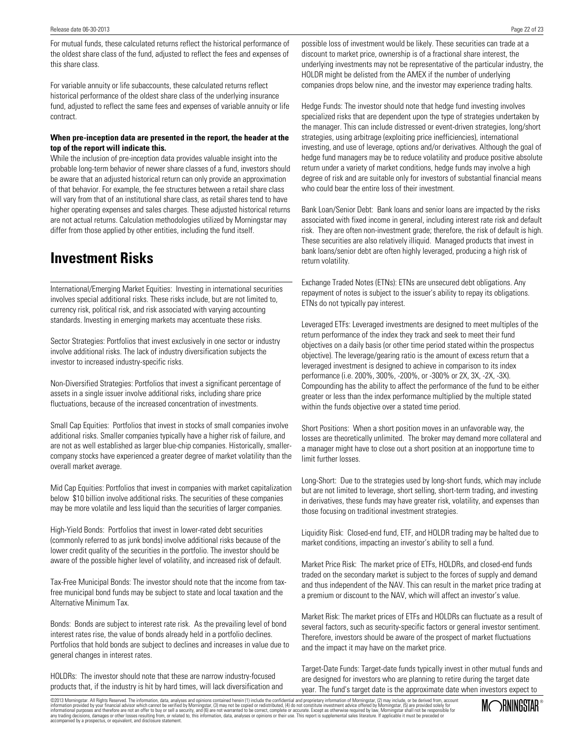For mutual funds, these calculated returns reflect the historical performance of the oldest share class of the fund, adjusted to reflect the fees and expenses of this share class.

For variable annuity or life subaccounts, these calculated returns reflect historical performance of the oldest share class of the underlying insurance fund, adjusted to reflect the same fees and expenses of variable annuity or life contract.

**When pre-inception data are presented in the report, the header at the top of the report will indicate this.**

While the inclusion of pre-inception data provides valuable insight into the probable long-term behavior of newer share classes of a fund, investors should be aware that an adjusted historical return can only provide an approximation of that behavior. For example, the fee structures between a retail share class will vary from that of an institutional share class, as retail shares tend to have higher operating expenses and sales charges. These adjusted historical returns are not actual returns. Calculation methodologies utilized by Morningstar may differ from those applied by other entities, including the fund itself.

# Investment Risks

International/Emerging Market Equities: Investing in international securities involves special additional risks. These risks include, but are not limited to, currency risk, political risk, and risk associated with varying accounting standards. Investing in emerging markets may accentuate these risks.

Sector Strategies: Portfolios that invest exclusively in one sector or industry involve additional risks. The lack of industry diversification subjects the investor to increased industry-specific risks.

Non-Diversified Strategies: Portfolios that invest a significant percentage of assets in a single issuer involve additional risks, including share price fluctuations, because of the increased concentration of investments.

Small Cap Equities: Portfolios that invest in stocks of small companies involve additional risks. Smaller companies typically have a higher risk of failure, and are not as well established as larger blue-chip companies. Historically, smaller-company stocks have experienced a greater degree of market volatility than the overall market average.

Mid Cap Equities: Portfolios that invest in companies with market capitalization below $10 billion involve additional risks. The securities of these companies may be more volatile and less liquid than the securities of larger companies.

High-Yield Bonds: Portfolios that invest in lower-rated debt securities (commonly referred to as junk bonds) involve additional risks because of the lower credit quality of the securities in the portfolio. The investor should be aware of the possible higher level of volatility, and increased risk of default.

Tax-Free Municipal Bonds: The investor should note that the income from tax-free municipal bond funds may be subject to state and local taxation and the Alternative Minimum Tax.

Bonds: Bonds are subject to interest rate risk. As the prevailing level of bond interest rates rise, the value of bonds already held in a portfolio declines. Portfolios that hold bonds are subject to declines and increases in value due to general changes in interest rates.

HOLDRs: The investor should note that these are narrow industry-focused products that, if the industry is hit by hard times, will lack diversification and possible loss of investment would be likely. These securities can trade at a discount to market price, ownership is of a fractional share interest, the underlying investments may not be representative of the particular industry, the HOLDR might be delisted from the AMEX if the number of underlying companies drops below nine, and the investor may experience trading halts.

Hedge Funds: The investor should note that hedge fund investing involves specialized risks that are dependent upon the type of strategies undertaken by the manager. This can include distressed or event-driven strategies, long/short strategies, using arbitrage (exploiting price inefficiencies), international investing, and use of leverage, options and/or derivatives. Although the goal of hedge fund managers may be to reduce volatility and produce positive absolute return under a variety of market conditions, hedge funds may involve a high degree of risk and are suitable only for investors of substantial financial means who could bear the entire loss of their investment.

Bank Loan/Senior Debt: Bank loans and senior loans are impacted by the risks associated with fixed income in general, including interest rate risk and default risk. They are often non-investment grade; therefore, the risk of default is high. These securities are also relatively illiquid. Managed products that invest in bank loans/senior debt are often highly leveraged, producing a high risk of return volatility.

Exchange Traded Notes (ETNs): ETNs are unsecured debt obligations. Any repayment of notes is subject to the issuer's ability to repay its obligations. ETNs do not typically pay interest.

Leveraged ETFs: Leveraged investments are designed to meet multiples of the return performance of the index they track and seek to meet their fund objectives on a daily basis (or other time period stated within the prospectus objective). The leverage/gearing ratio is the amount of excess return that a leveraged investment is designed to achieve in comparison to its index performance (i.e. 200%, 300%, -200%, or -300% or 2X, 3X, -2X, -3X). Compounding has the ability to affect the performance of the fund to be either greater or less than the index performance multiplied by the multiple stated within the funds objective over a stated time period.

Short Positions: When a short position moves in an unfavorable way, the losses are theoretically unlimited. The broker may demand more collateral and a manager might have to close out a short position at an inopportune time to limit further losses.

Long-Short: Due to the strategies used by long-short funds, which may include but are not limited to leverage, short selling, short-term trading, and investing in derivatives, these funds may have greater risk, volatility, and expenses than those focusing on traditional investment strategies.

Liquidity Risk: Closed-end fund, ETF, and HOLDR trading may be halted due to market conditions, impacting an investor's ability to sell a fund.

Market Price Risk: The market price of ETFs, HOLDRs, and closed-end funds traded on the secondary market is subject to the forces of supply and demand and thus independent of the NAV. This can result in the market price trading at a premium or discount to the NAV, which will affect an investor's value.

Market Risk: The market prices of ETFs and HOLDRs can fluctuate as a result of several factors, such as security-specific factors or general investor sentiment. Therefore, investors should be aware of the prospect of market fluctuations and the impact it may have on the market price.

Target-Date Funds: Target-date funds typically invest in other mutual funds and are designed for investors who are planning to retire during the target date year. The fund's target date is the approximate date when investors expect to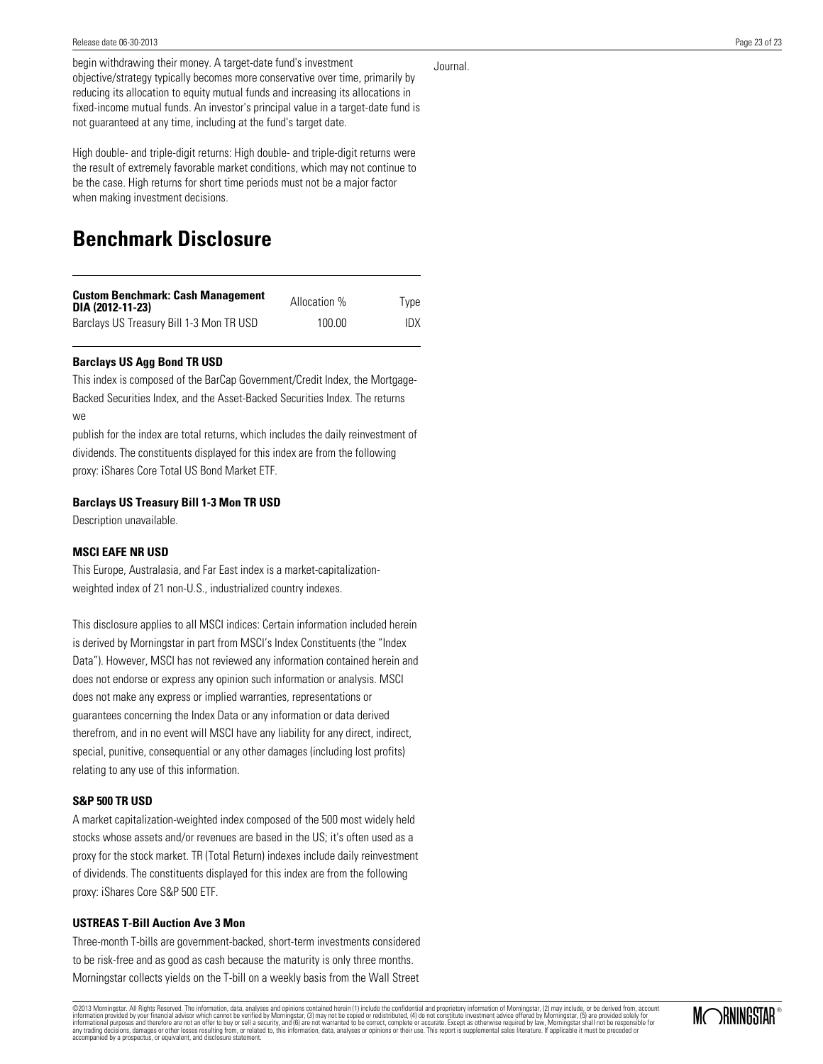begin withdrawing their money. A target-date fund's investment objective/strategy typically becomes more conservative over time, primarily by reducing its allocation to equity mutual funds and increasing its allocations in fixed-income mutual funds. An investor's principal value in a target-date fund is not guaranteed at any time, including at the fund's target date.

High double- and triple-digit returns: High double- and triple-digit returns were the result of extremely favorable market conditions, which may not continue to be the case. High returns for short time periods must not be a major factor when making investment decisions.

# Benchmark Disclosure

| **Custom Benchmark: Cash Management DIA (2012-11-23)** | Allocation % | Type |
|---|---|---|
| Barclays US Treasury Bill 1-3 Mon TR USD | 100.00 | IDX |

**Barclays US Agg Bond TR USD**

This index is composed of the BarCap Government/Credit Index, the Mortgage-Backed Securities Index, and the Asset-Backed Securities Index. The returns we

publish for the index are total returns, which includes the daily reinvestment of dividends. The constituents displayed for this index are from the following proxy: iShares Core Total US Bond Market ETF.

**Barclays US Treasury Bill 1-3 Mon TR USD**

Description unavailable.

**MSCI EAFE NR USD**

This Europe, Australasia, and Far East index is a market-capitalization-weighted index of 21 non-U.S., industrialized country indexes.

This disclosure applies to all MSCI indices: Certain information included herein is derived by Morningstar in part from MSCI's Index Constituents (the "Index Data"). However, MSCI has not reviewed any information contained herein and does not endorse or express any opinion such information or analysis. MSCI does not make any express or implied warranties, representations or guarantees concerning the Index Data or any information or data derived therefrom, and in no event will MSCI have any liability for any direct, indirect, special, punitive, consequential or any other damages (including lost profits) relating to any use of this information.

**S&P 500 TR USD**

A market capitalization-weighted index composed of the 500 most widely held stocks whose assets and/or revenues are based in the US; it's often used as a proxy for the stock market. TR (Total Return) indexes include daily reinvestment of dividends. The constituents displayed for this index are from the following proxy: iShares Core S&P 500 ETF.

**USTREAS T-Bill Auction Ave 3 Mon**

Three-month T-bills are government-backed, short-term investments considered to be risk-free and as good as cash because the maturity is only three months. Morningstar collects yields on the T-bill on a weekly basis from the Wall Street Journal.